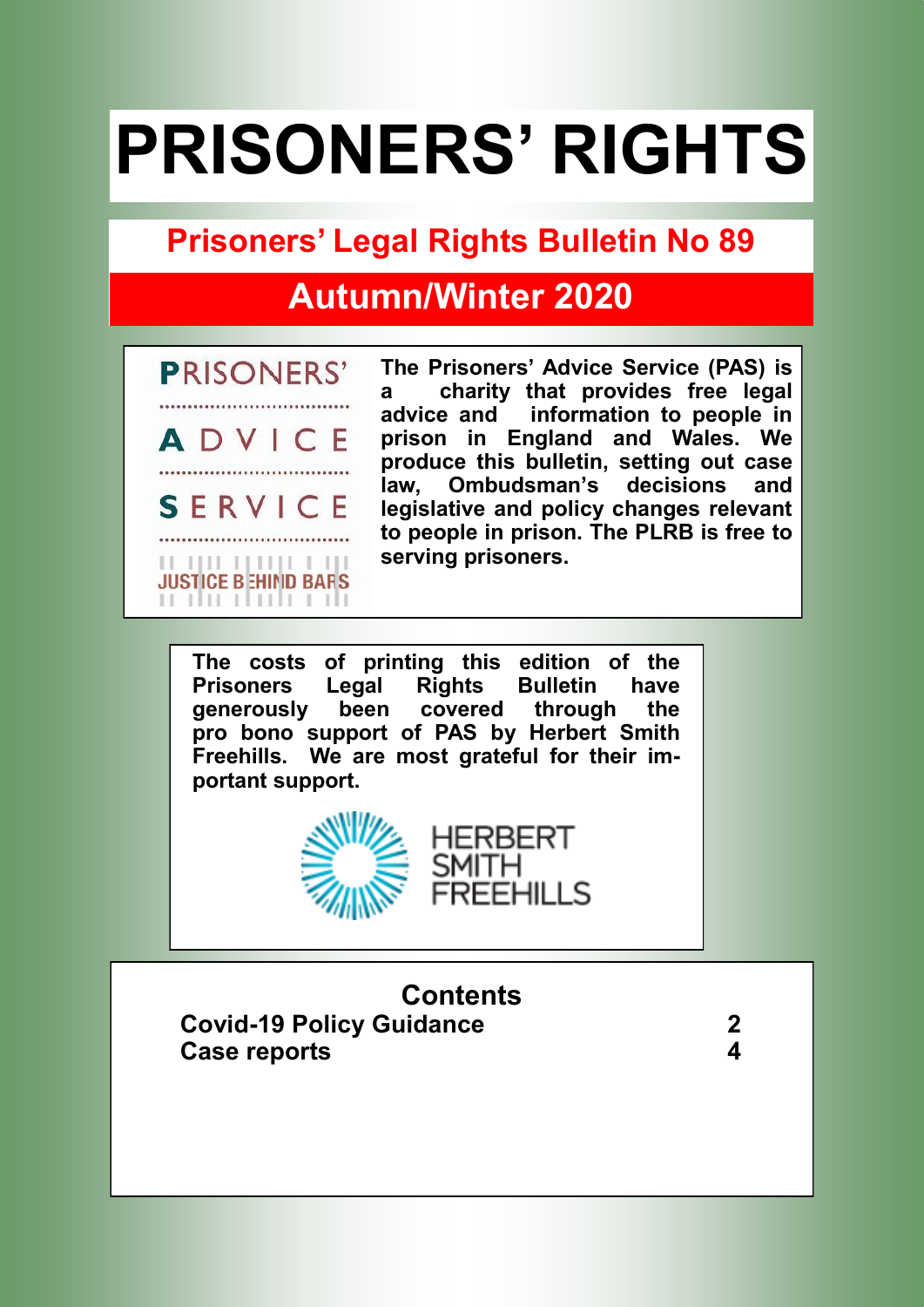# PRISONERS' RIGHTS

## Prisoners' Legal Rights Bulletin No 89

## Autumn/Winter 2020

PRISONERS' ADVICE SERVICE

JUSTICE BEHIND BARS

**The Prisoners' Advice Service (PAS) is a charity that provides free legal advice and information to people in prison in England and Wales. We produce this bulletin, setting out case law, Ombudsman's decisions and legislative and policy changes relevant to people in prison. The PLRB is free to serving prisoners.**

**The costs of printing this edition of the Prisoners Legal Rights Bulletin have generously been covered through the pro bono support of PAS by Herbert Smith Freehills. We are most grateful for their important support.**

HERBERT SMITH FREEHILLS

## Contents

| | |
|---|---|
| **Covid-19 Policy Guidance** | **2** |
| **Case reports** | **4** |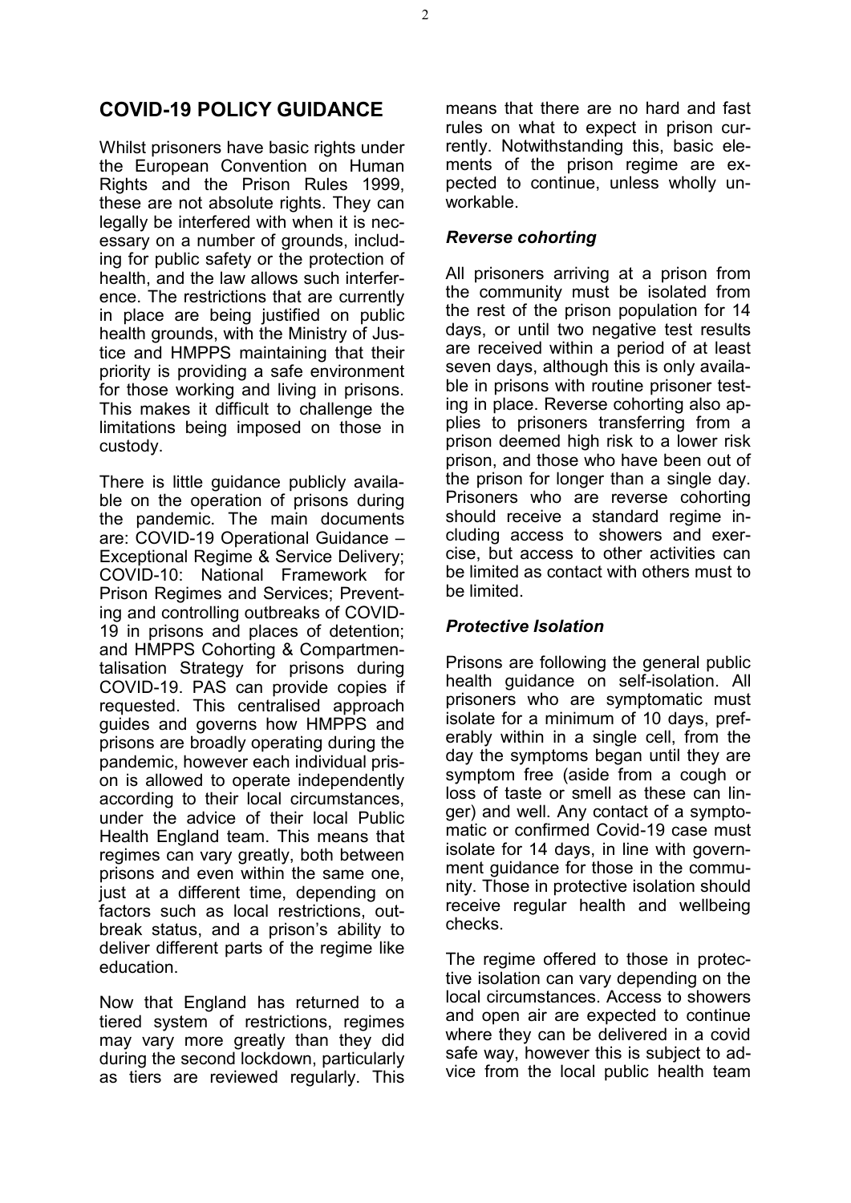## COVID-19 POLICY GUIDANCE

Whilst prisoners have basic rights under the European Convention on Human Rights and the Prison Rules 1999, these are not absolute rights. They can legally be interfered with when it is necessary on a number of grounds, including for public safety or the protection of health, and the law allows such interference. The restrictions that are currently in place are being justified on public health grounds, with the Ministry of Justice and HMPPS maintaining that their priority is providing a safe environment for those working and living in prisons. This makes it difficult to challenge the limitations being imposed on those in custody.

There is little guidance publicly available on the operation of prisons during the pandemic. The main documents are: COVID-19 Operational Guidance – Exceptional Regime & Service Delivery; COVID-10: National Framework for Prison Regimes and Services; Preventing and controlling outbreaks of COVID-19 in prisons and places of detention; and HMPPS Cohorting & Compartmentalisation Strategy for prisons during COVID-19. PAS can provide copies if requested. This centralised approach guides and governs how HMPPS and prisons are broadly operating during the pandemic, however each individual prison is allowed to operate independently according to their local circumstances, under the advice of their local Public Health England team. This means that regimes can vary greatly, both between prisons and even within the same one, just at a different time, depending on factors such as local restrictions, outbreak status, and a prison's ability to deliver different parts of the regime like education.

Now that England has returned to a tiered system of restrictions, regimes may vary more greatly than they did during the second lockdown, particularly as tiers are reviewed regularly. This means that there are no hard and fast rules on what to expect in prison currently. Notwithstanding this, basic elements of the prison regime are expected to continue, unless wholly unworkable.

### *Reverse cohorting*

All prisoners arriving at a prison from the community must be isolated from the rest of the prison population for 14 days, or until two negative test results are received within a period of at least seven days, although this is only available in prisons with routine prisoner testing in place. Reverse cohorting also applies to prisoners transferring from a prison deemed high risk to a lower risk prison, and those who have been out of the prison for longer than a single day. Prisoners who are reverse cohorting should receive a standard regime including access to showers and exercise, but access to other activities can be limited as contact with others must to be limited.

### *Protective Isolation*

Prisons are following the general public health guidance on self-isolation. All prisoners who are symptomatic must isolate for a minimum of 10 days, preferably within in a single cell, from the day the symptoms began until they are symptom free (aside from a cough or loss of taste or smell as these can linger) and well. Any contact of a symptomatic or confirmed Covid-19 case must isolate for 14 days, in line with government guidance for those in the community. Those in protective isolation should receive regular health and wellbeing checks.

The regime offered to those in protective isolation can vary depending on the local circumstances. Access to showers and open air are expected to continue where they can be delivered in a covid safe way, however this is subject to advice from the local public health team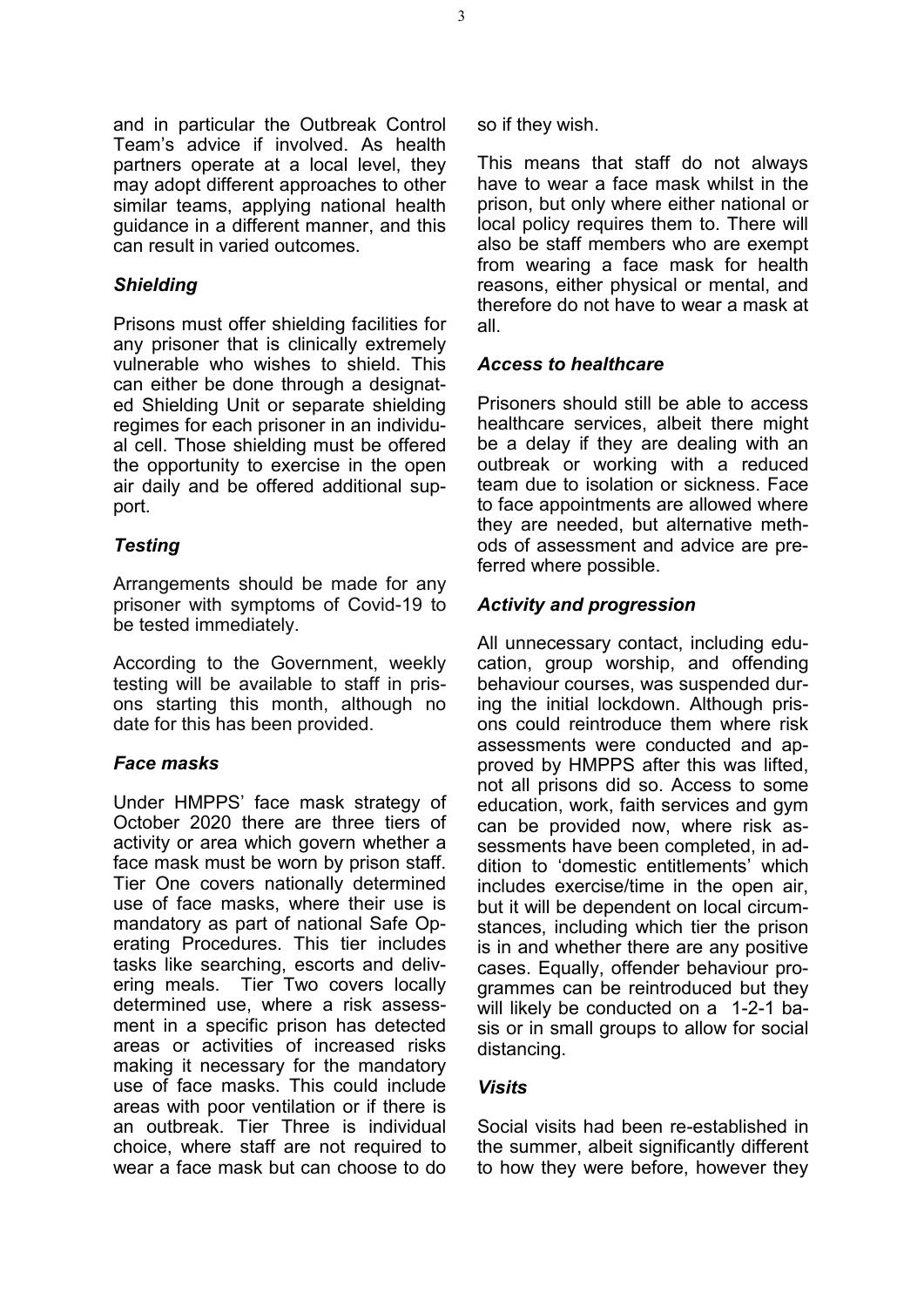and in particular the Outbreak Control Team's advice if involved. As health partners operate at a local level, they may adopt different approaches to other similar teams, applying national health guidance in a different manner, and this can result in varied outcomes.

### *Shielding*

Prisons must offer shielding facilities for any prisoner that is clinically extremely vulnerable who wishes to shield. This can either be done through a designated Shielding Unit or separate shielding regimes for each prisoner in an individual cell. Those shielding must be offered the opportunity to exercise in the open air daily and be offered additional support.

### *Testing*

Arrangements should be made for any prisoner with symptoms of Covid-19 to be tested immediately.

According to the Government, weekly testing will be available to staff in prisons starting this month, although no date for this has been provided.

### *Face masks*

Under HMPPS' face mask strategy of October 2020 there are three tiers of activity or area which govern whether a face mask must be worn by prison staff. Tier One covers nationally determined use of face masks, where their use is mandatory as part of national Safe Operating Procedures. This tier includes tasks like searching, escorts and delivering meals. Tier Two covers locally determined use, where a risk assessment in a specific prison has detected areas or activities of increased risks making it necessary for the mandatory use of face masks. This could include areas with poor ventilation or if there is an outbreak. Tier Three is individual choice, where staff are not required to wear a face mask but can choose to do so if they wish.

This means that staff do not always have to wear a face mask whilst in the prison, but only where either national or local policy requires them to. There will also be staff members who are exempt from wearing a face mask for health reasons, either physical or mental, and therefore do not have to wear a mask at all.

### *Access to healthcare*

Prisoners should still be able to access healthcare services, albeit there might be a delay if they are dealing with an outbreak or working with a reduced team due to isolation or sickness. Face to face appointments are allowed where they are needed, but alternative methods of assessment and advice are preferred where possible.

### *Activity and progression*

All unnecessary contact, including education, group worship, and offending behaviour courses, was suspended during the initial lockdown. Although prisons could reintroduce them where risk assessments were conducted and approved by HMPPS after this was lifted, not all prisons did so. Access to some education, work, faith services and gym can be provided now, where risk assessments have been completed, in addition to 'domestic entitlements' which includes exercise/time in the open air, but it will be dependent on local circumstances, including which tier the prison is in and whether there are any positive cases. Equally, offender behaviour programmes can be reintroduced but they will likely be conducted on a 1-2-1 basis or in small groups to allow for social distancing.

### *Visits*

Social visits had been re-established in the summer, albeit significantly different to how they were before, however they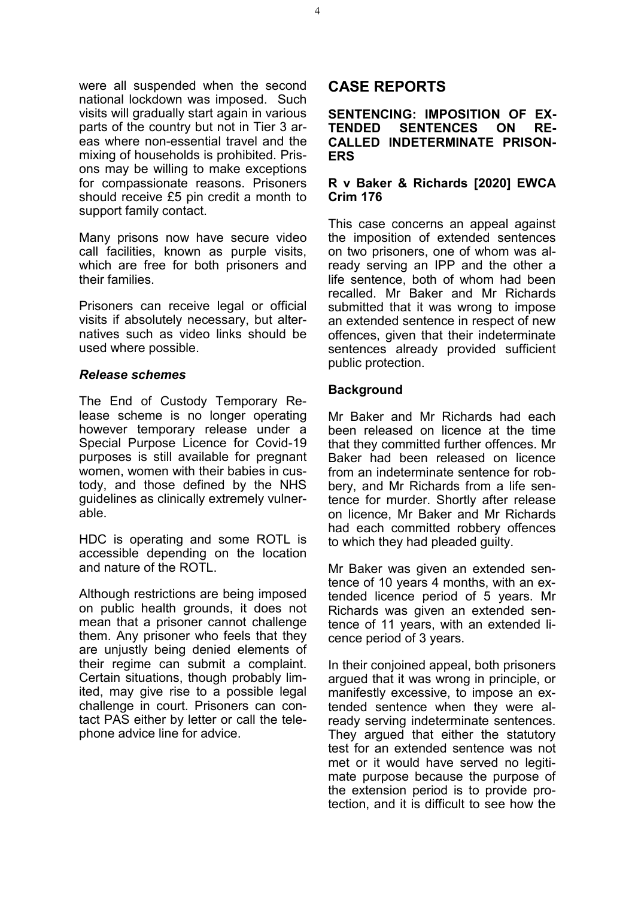were all suspended when the second national lockdown was imposed. Such visits will gradually start again in various parts of the country but not in Tier 3 areas where non-essential travel and the mixing of households is prohibited. Prisons may be willing to make exceptions for compassionate reasons. Prisoners should receive £5 pin credit a month to support family contact.

Many prisons now have secure video call facilities, known as purple visits, which are free for both prisoners and their families.

Prisoners can receive legal or official visits if absolutely necessary, but alternatives such as video links should be used where possible.

### *Release schemes*

The End of Custody Temporary Release scheme is no longer operating however temporary release under a Special Purpose Licence for Covid-19 purposes is still available for pregnant women, women with their babies in custody, and those defined by the NHS guidelines as clinically extremely vulnerable.

HDC is operating and some ROTL is accessible depending on the location and nature of the ROTL.

Although restrictions are being imposed on public health grounds, it does not mean that a prisoner cannot challenge them. Any prisoner who feels that they are unjustly being denied elements of their regime can submit a complaint. Certain situations, though probably limited, may give rise to a possible legal challenge in court. Prisoners can contact PAS either by letter or call the telephone advice line for advice.

# CASE REPORTS

## SENTENCING: IMPOSITION OF EXTENDED SENTENCES ON RECALLED INDETERMINATE PRISONERS

### R v Baker & Richards [2020] EWCA Crim 176

This case concerns an appeal against the imposition of extended sentences on two prisoners, one of whom was already serving an IPP and the other a life sentence, both of whom had been recalled. Mr Baker and Mr Richards submitted that it was wrong to impose an extended sentence in respect of new offences, given that their indeterminate sentences already provided sufficient public protection.

### Background

Mr Baker and Mr Richards had each been released on licence at the time that they committed further offences. Mr Baker had been released on licence from an indeterminate sentence for robbery, and Mr Richards from a life sentence for murder. Shortly after release on licence, Mr Baker and Mr Richards had each committed robbery offences to which they had pleaded guilty.

Mr Baker was given an extended sentence of 10 years 4 months, with an extended licence period of 5 years. Mr Richards was given an extended sentence of 11 years, with an extended licence period of 3 years.

In their conjoined appeal, both prisoners argued that it was wrong in principle, or manifestly excessive, to impose an extended sentence when they were already serving indeterminate sentences. They argued that either the statutory test for an extended sentence was not met or it would have served no legitimate purpose because the purpose of the extension period is to provide protection, and it is difficult to see how the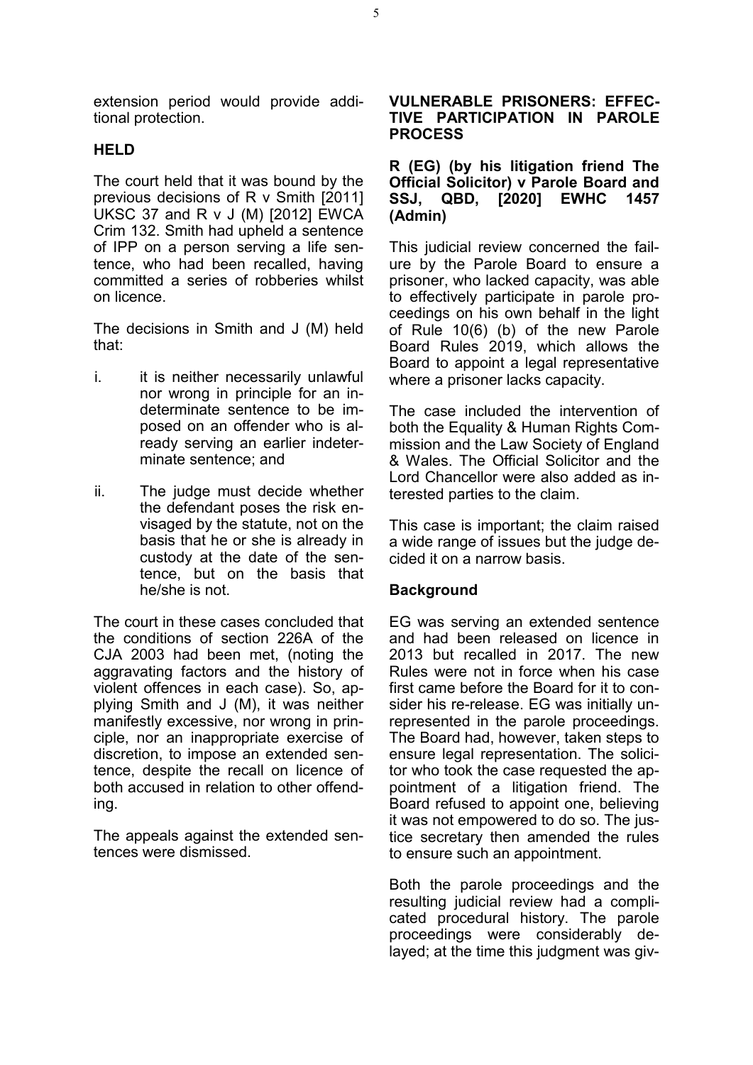extension period would provide additional protection.

### HELD

The court held that it was bound by the previous decisions of R v Smith [2011] UKSC 37 and R v J (M) [2012] EWCA Crim 132. Smith had upheld a sentence of IPP on a person serving a life sentence, who had been recalled, having committed a series of robberies whilst on licence.

The decisions in Smith and J (M) held that:

i. it is neither necessarily unlawful nor wrong in principle for an indeterminate sentence to be imposed on an offender who is already serving an earlier indeterminate sentence; and

ii. The judge must decide whether the defendant poses the risk envisaged by the statute, not on the basis that he or she is already in custody at the date of the sentence, but on the basis that he/she is not.

The court in these cases concluded that the conditions of section 226A of the CJA 2003 had been met, (noting the aggravating factors and the history of violent offences in each case). So, applying Smith and J (M), it was neither manifestly excessive, nor wrong in principle, nor an inappropriate exercise of discretion, to impose an extended sentence, despite the recall on licence of both accused in relation to other offending.

The appeals against the extended sentences were dismissed.

## VULNERABLE PRISONERS: EFFECTIVE PARTICIPATION IN PAROLE PROCESS

**R (EG) (by his litigation friend The Official Solicitor) v Parole Board and SSJ, QBD, [2020] EWHC 1457 (Admin)**

This judicial review concerned the failure by the Parole Board to ensure a prisoner, who lacked capacity, was able to effectively participate in parole proceedings on his own behalf in the light of Rule 10(6) (b) of the new Parole Board Rules 2019, which allows the Board to appoint a legal representative where a prisoner lacks capacity.

The case included the intervention of both the Equality & Human Rights Commission and the Law Society of England & Wales. The Official Solicitor and the Lord Chancellor were also added as interested parties to the claim.

This case is important; the claim raised a wide range of issues but the judge decided it on a narrow basis.

### Background

EG was serving an extended sentence and had been released on licence in 2013 but recalled in 2017. The new Rules were not in force when his case first came before the Board for it to consider his re-release. EG was initially unrepresented in the parole proceedings. The Board had, however, taken steps to ensure legal representation. The solicitor who took the case requested the appointment of a litigation friend. The Board refused to appoint one, believing it was not empowered to do so. The justice secretary then amended the rules to ensure such an appointment.

Both the parole proceedings and the resulting judicial review had a complicated procedural history. The parole proceedings were considerably delayed; at the time this judgment was giv-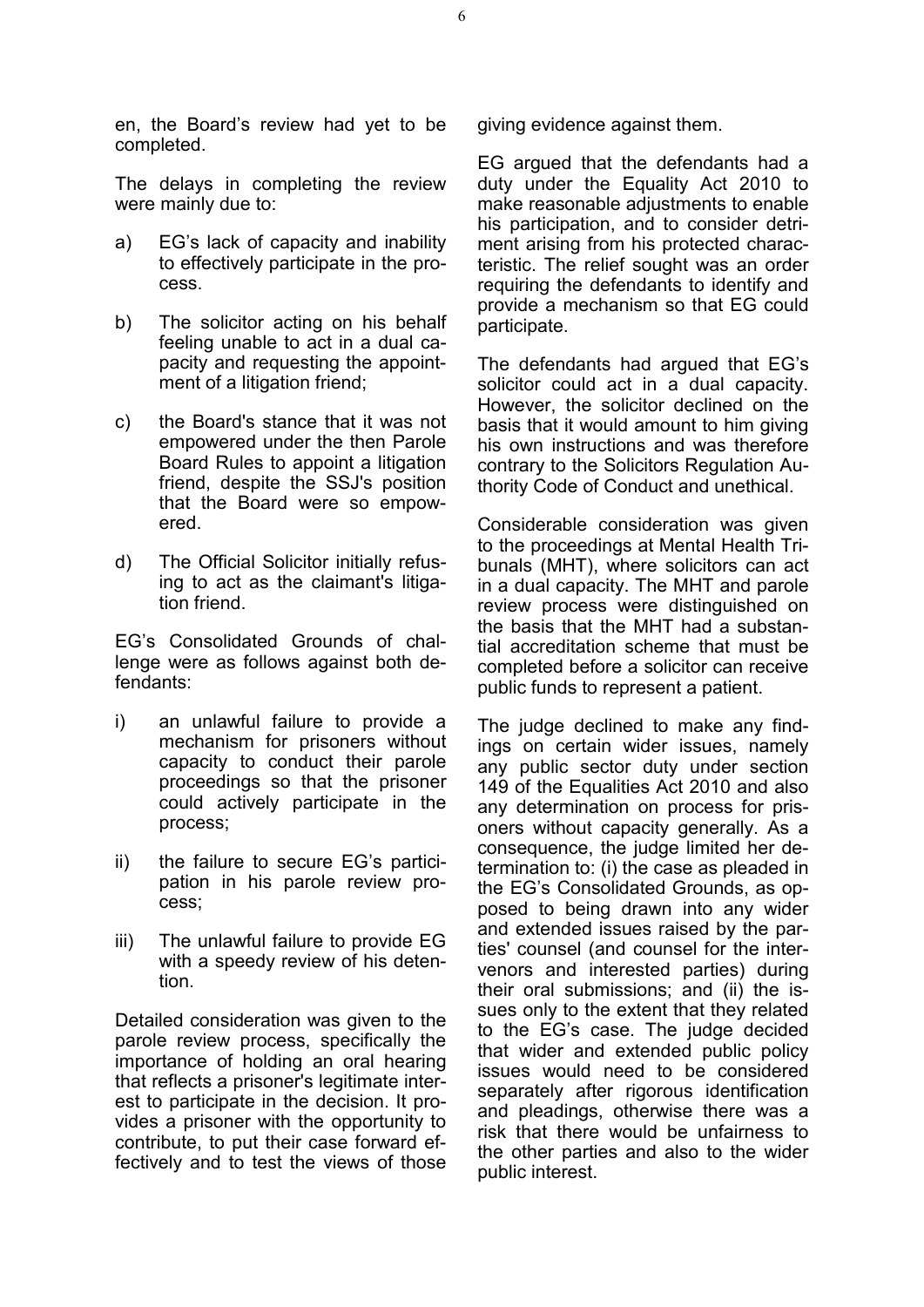en, the Board's review had yet to be completed.

The delays in completing the review were mainly due to:

a) EG's lack of capacity and inability to effectively participate in the process.

b) The solicitor acting on his behalf feeling unable to act in a dual capacity and requesting the appointment of a litigation friend;

c) the Board's stance that it was not empowered under the then Parole Board Rules to appoint a litigation friend, despite the SSJ's position that the Board were so empowered.

d) The Official Solicitor initially refusing to act as the claimant's litigation friend.

EG's Consolidated Grounds of challenge were as follows against both defendants:

i) an unlawful failure to provide a mechanism for prisoners without capacity to conduct their parole proceedings so that the prisoner could actively participate in the process;

ii) the failure to secure EG's participation in his parole review process;

iii) The unlawful failure to provide EG with a speedy review of his detention.

Detailed consideration was given to the parole review process, specifically the importance of holding an oral hearing that reflects a prisoner's legitimate interest to participate in the decision. It provides a prisoner with the opportunity to contribute, to put their case forward effectively and to test the views of those giving evidence against them.

EG argued that the defendants had a duty under the Equality Act 2010 to make reasonable adjustments to enable his participation, and to consider detriment arising from his protected characteristic. The relief sought was an order requiring the defendants to identify and provide a mechanism so that EG could participate.

The defendants had argued that EG's solicitor could act in a dual capacity. However, the solicitor declined on the basis that it would amount to him giving his own instructions and was therefore contrary to the Solicitors Regulation Authority Code of Conduct and unethical.

Considerable consideration was given to the proceedings at Mental Health Tribunals (MHT), where solicitors can act in a dual capacity. The MHT and parole review process were distinguished on the basis that the MHT had a substantial accreditation scheme that must be completed before a solicitor can receive public funds to represent a patient.

The judge declined to make any findings on certain wider issues, namely any public sector duty under section 149 of the Equalities Act 2010 and also any determination on process for prisoners without capacity generally. As a consequence, the judge limited her determination to: (i) the case as pleaded in the EG's Consolidated Grounds, as opposed to being drawn into any wider and extended issues raised by the parties' counsel (and counsel for the intervenors and interested parties) during their oral submissions; and (ii) the issues only to the extent that they related to the EG's case. The judge decided that wider and extended public policy issues would need to be considered separately after rigorous identification and pleadings, otherwise there was a risk that there would be unfairness to the other parties and also to the wider public interest.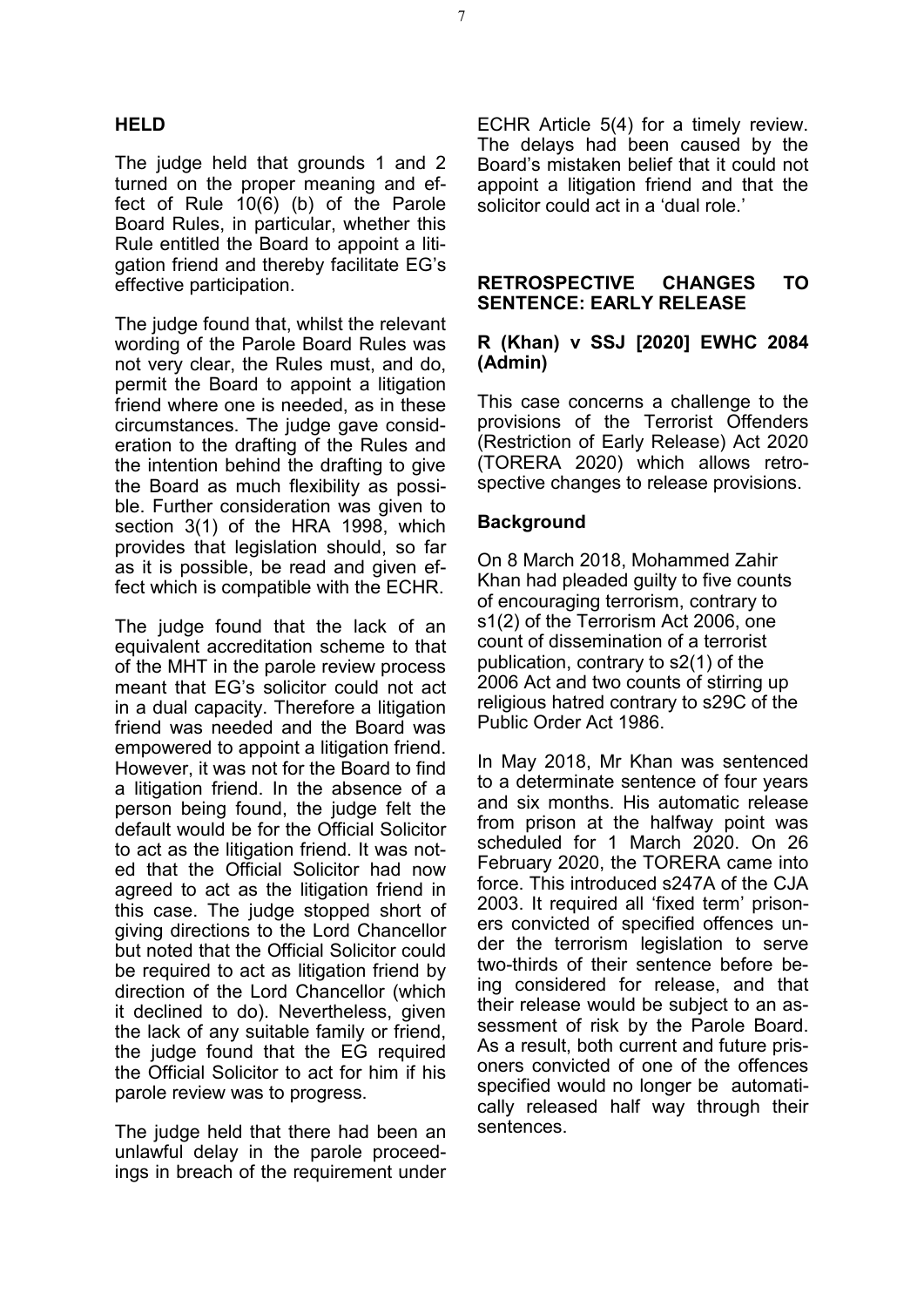### HELD

The judge held that grounds 1 and 2 turned on the proper meaning and effect of Rule 10(6) (b) of the Parole Board Rules, in particular, whether this Rule entitled the Board to appoint a litigation friend and thereby facilitate EG's effective participation.

The judge found that, whilst the relevant wording of the Parole Board Rules was not very clear, the Rules must, and do, permit the Board to appoint a litigation friend where one is needed, as in these circumstances. The judge gave consideration to the drafting of the Rules and the intention behind the drafting to give the Board as much flexibility as possible. Further consideration was given to section 3(1) of the HRA 1998, which provides that legislation should, so far as it is possible, be read and given effect which is compatible with the ECHR.

The judge found that the lack of an equivalent accreditation scheme to that of the MHT in the parole review process meant that EG's solicitor could not act in a dual capacity. Therefore a litigation friend was needed and the Board was empowered to appoint a litigation friend. However, it was not for the Board to find a litigation friend. In the absence of a person being found, the judge felt the default would be for the Official Solicitor to act as the litigation friend. It was noted that the Official Solicitor had now agreed to act as the litigation friend in this case. The judge stopped short of giving directions to the Lord Chancellor but noted that the Official Solicitor could be required to act as litigation friend by direction of the Lord Chancellor (which it declined to do). Nevertheless, given the lack of any suitable family or friend, the judge found that the EG required the Official Solicitor to act for him if his parole review was to progress.

The judge held that there had been an unlawful delay in the parole proceedings in breach of the requirement under ECHR Article 5(4) for a timely review. The delays had been caused by the Board's mistaken belief that it could not appoint a litigation friend and that the solicitor could act in a 'dual role.'

## RETROSPECTIVE CHANGES TO SENTENCE: EARLY RELEASE

### R (Khan) v SSJ [2020] EWHC 2084 (Admin)

This case concerns a challenge to the provisions of the Terrorist Offenders (Restriction of Early Release) Act 2020 (TORERA 2020) which allows retrospective changes to release provisions.

### Background

On 8 March 2018, Mohammed Zahir Khan had pleaded guilty to five counts of encouraging terrorism, contrary to s1(2) of the Terrorism Act 2006, one count of dissemination of a terrorist publication, contrary to s2(1) of the 2006 Act and two counts of stirring up religious hatred contrary to s29C of the Public Order Act 1986.

In May 2018, Mr Khan was sentenced to a determinate sentence of four years and six months. His automatic release from prison at the halfway point was scheduled for 1 March 2020. On 26 February 2020, the TORERA came into force. This introduced s247A of the CJA 2003. It required all 'fixed term' prisoners convicted of specified offences under the terrorism legislation to serve two-thirds of their sentence before being considered for release, and that their release would be subject to an assessment of risk by the Parole Board. As a result, both current and future prisoners convicted of one of the offences specified would no longer be automatically released half way through their sentences.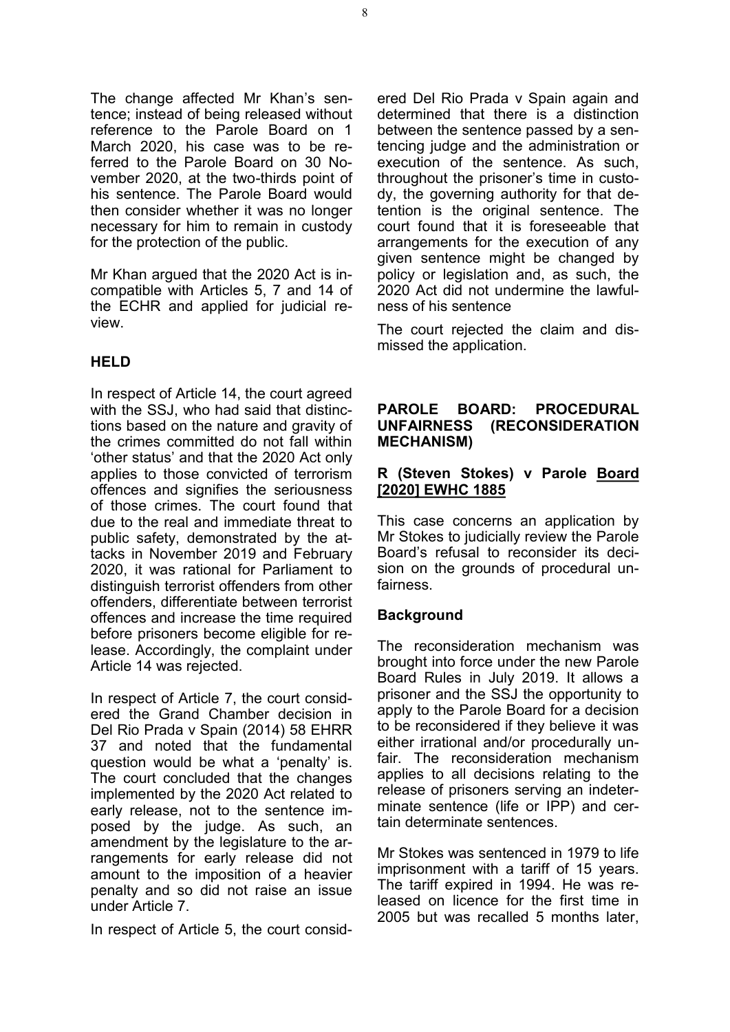The change affected Mr Khan's sentence; instead of being released without reference to the Parole Board on 1 March 2020, his case was to be referred to the Parole Board on 30 November 2020, at the two-thirds point of his sentence. The Parole Board would then consider whether it was no longer necessary for him to remain in custody for the protection of the public.

Mr Khan argued that the 2020 Act is incompatible with Articles 5, 7 and 14 of the ECHR and applied for judicial review.

**HELD**

In respect of Article 14, the court agreed with the SSJ, who had said that distinctions based on the nature and gravity of the crimes committed do not fall within 'other status' and that the 2020 Act only applies to those convicted of terrorism offences and signifies the seriousness of those crimes. The court found that due to the real and immediate threat to public safety, demonstrated by the attacks in November 2019 and February 2020, it was rational for Parliament to distinguish terrorist offenders from other offenders, differentiate between terrorist offences and increase the time required before prisoners become eligible for release. Accordingly, the complaint under Article 14 was rejected.

In respect of Article 7, the court considered the Grand Chamber decision in Del Rio Prada v Spain (2014) 58 EHRR 37 and noted that the fundamental question would be what a 'penalty' is. The court concluded that the changes implemented by the 2020 Act related to early release, not to the sentence imposed by the judge. As such, an amendment by the legislature to the arrangements for early release did not amount to the imposition of a heavier penalty and so did not raise an issue under Article 7.

In respect of Article 5, the court considered Del Rio Prada v Spain again and determined that there is a distinction between the sentence passed by a sentencing judge and the administration or execution of the sentence. As such, throughout the prisoner's time in custody, the governing authority for that detention is the original sentence. The court found that it is foreseeable that arrangements for the execution of any given sentence might be changed by policy or legislation and, as such, the 2020 Act did not undermine the lawfulness of his sentence

The court rejected the claim and dismissed the application.

## PAROLE BOARD: PROCEDURAL UNFAIRNESS (RECONSIDERATION MECHANISM)

### R (Steven Stokes) v Parole Board [2020] EWHC 1885

This case concerns an application by Mr Stokes to judicially review the Parole Board's refusal to reconsider its decision on the grounds of procedural unfairness.

**Background**

The reconsideration mechanism was brought into force under the new Parole Board Rules in July 2019. It allows a prisoner and the SSJ the opportunity to apply to the Parole Board for a decision to be reconsidered if they believe it was either irrational and/or procedurally unfair. The reconsideration mechanism applies to all decisions relating to the release of prisoners serving an indeterminate sentence (life or IPP) and certain determinate sentences.

Mr Stokes was sentenced in 1979 to life imprisonment with a tariff of 15 years. The tariff expired in 1994. He was released on licence for the first time in 2005 but was recalled 5 months later,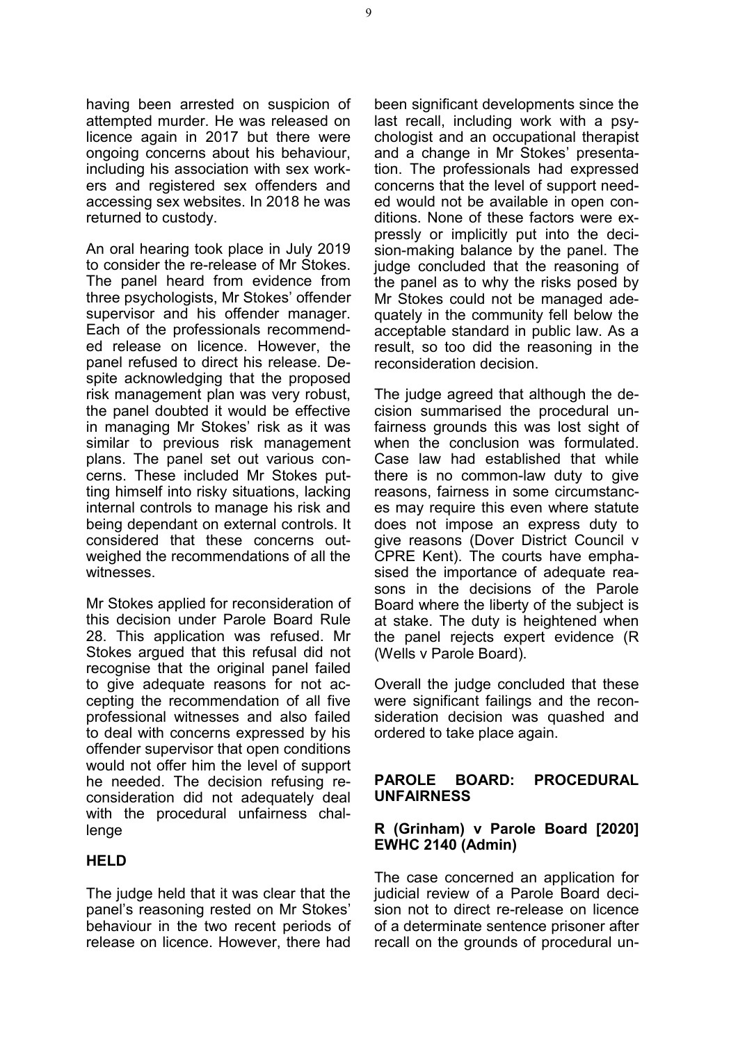having been arrested on suspicion of attempted murder. He was released on licence again in 2017 but there were ongoing concerns about his behaviour, including his association with sex workers and registered sex offenders and accessing sex websites. In 2018 he was returned to custody.

An oral hearing took place in July 2019 to consider the re-release of Mr Stokes. The panel heard from evidence from three psychologists, Mr Stokes' offender supervisor and his offender manager. Each of the professionals recommended release on licence. However, the panel refused to direct his release. Despite acknowledging that the proposed risk management plan was very robust, the panel doubted it would be effective in managing Mr Stokes' risk as it was similar to previous risk management plans. The panel set out various concerns. These included Mr Stokes putting himself into risky situations, lacking internal controls to manage his risk and being dependant on external controls. It considered that these concerns outweighed the recommendations of all the witnesses.

Mr Stokes applied for reconsideration of this decision under Parole Board Rule 28. This application was refused. Mr Stokes argued that this refusal did not recognise that the original panel failed to give adequate reasons for not accepting the recommendation of all five professional witnesses and also failed to deal with concerns expressed by his offender supervisor that open conditions would not offer him the level of support he needed. The decision refusing reconsideration did not adequately deal with the procedural unfairness challenge

**HELD**

The judge held that it was clear that the panel's reasoning rested on Mr Stokes' behaviour in the two recent periods of release on licence. However, there had been significant developments since the last recall, including work with a psychologist and an occupational therapist and a change in Mr Stokes' presentation. The professionals had expressed concerns that the level of support needed would not be available in open conditions. None of these factors were expressly or implicitly put into the decision-making balance by the panel. The judge concluded that the reasoning of the panel as to why the risks posed by Mr Stokes could not be managed adequately in the community fell below the acceptable standard in public law. As a result, so too did the reasoning in the reconsideration decision.

The judge agreed that although the decision summarised the procedural unfairness grounds this was lost sight of when the conclusion was formulated. Case law had established that while there is no common-law duty to give reasons, fairness in some circumstances may require this even where statute does not impose an express duty to give reasons (Dover District Council v CPRE Kent). The courts have emphasised the importance of adequate reasons in the decisions of the Parole Board where the liberty of the subject is at stake. The duty is heightened when the panel rejects expert evidence (R (Wells v Parole Board).

Overall the judge concluded that these were significant failings and the reconsideration decision was quashed and ordered to take place again.

## PAROLE BOARD: PROCEDURAL UNFAIRNESS

### R (Grinham) v Parole Board [2020] EWHC 2140 (Admin)

The case concerned an application for judicial review of a Parole Board decision not to direct re-release on licence of a determinate sentence prisoner after recall on the grounds of procedural un-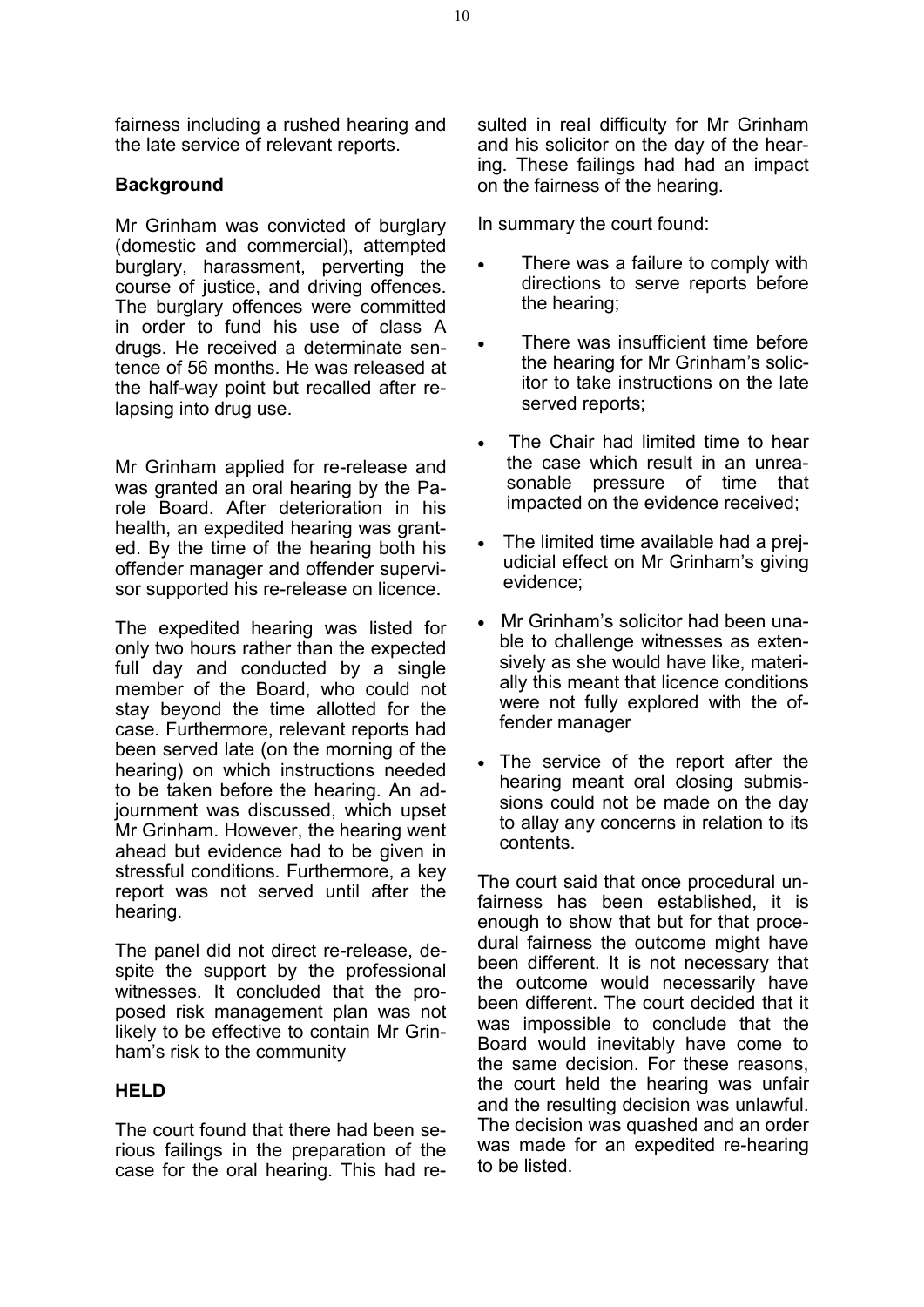fairness including a rushed hearing and the late service of relevant reports.

**Background**

Mr Grinham was convicted of burglary (domestic and commercial), attempted burglary, harassment, perverting the course of justice, and driving offences. The burglary offences were committed in order to fund his use of class A drugs. He received a determinate sentence of 56 months. He was released at the half-way point but recalled after relapsing into drug use.

Mr Grinham applied for re-release and was granted an oral hearing by the Parole Board. After deterioration in his health, an expedited hearing was granted. By the time of the hearing both his offender manager and offender supervisor supported his re-release on licence.

The expedited hearing was listed for only two hours rather than the expected full day and conducted by a single member of the Board, who could not stay beyond the time allotted for the case. Furthermore, relevant reports had been served late (on the morning of the hearing) on which instructions needed to be taken before the hearing. An adjournment was discussed, which upset Mr Grinham. However, the hearing went ahead but evidence had to be given in stressful conditions. Furthermore, a key report was not served until after the hearing.

The panel did not direct re-release, despite the support by the professional witnesses. It concluded that the proposed risk management plan was not likely to be effective to contain Mr Grinham's risk to the community

**HELD**

The court found that there had been serious failings in the preparation of the case for the oral hearing. This had resulted in real difficulty for Mr Grinham and his solicitor on the day of the hearing. These failings had had an impact on the fairness of the hearing.

In summary the court found:

- There was a failure to comply with directions to serve reports before the hearing;
- There was insufficient time before the hearing for Mr Grinham's solicitor to take instructions on the late served reports;
- The Chair had limited time to hear the case which result in an unreasonable pressure of time that impacted on the evidence received;
- The limited time available had a prejudicial effect on Mr Grinham's giving evidence;
- Mr Grinham's solicitor had been unable to challenge witnesses as extensively as she would have like, materially this meant that licence conditions were not fully explored with the offender manager
- The service of the report after the hearing meant oral closing submissions could not be made on the day to allay any concerns in relation to its contents.

The court said that once procedural unfairness has been established, it is enough to show that but for that procedural fairness the outcome might have been different. It is not necessary that the outcome would necessarily have been different. The court decided that it was impossible to conclude that the Board would inevitably have come to the same decision. For these reasons, the court held the hearing was unfair and the resulting decision was unlawful. The decision was quashed and an order was made for an expedited re-hearing to be listed.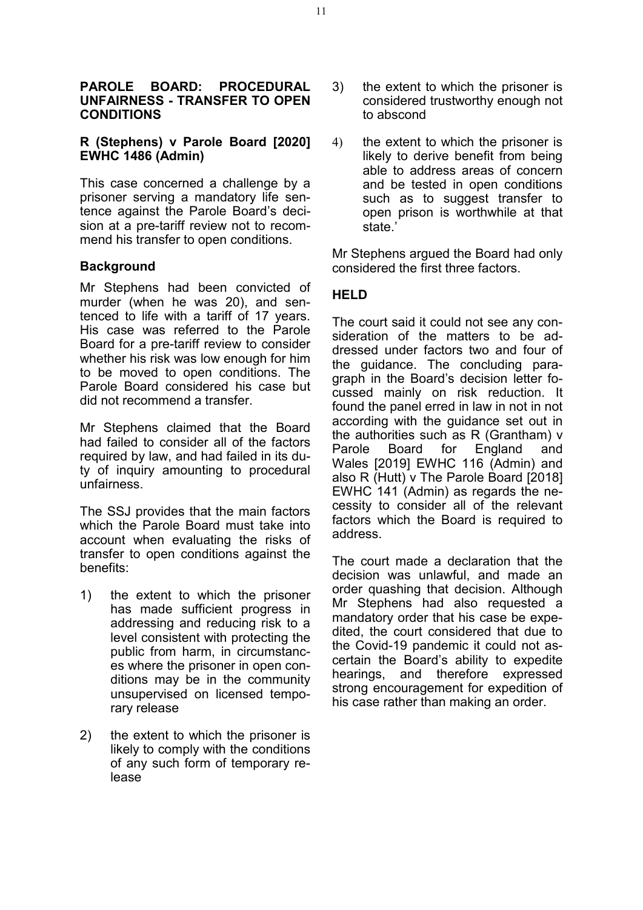## PAROLE BOARD: PROCEDURAL UNFAIRNESS - TRANSFER TO OPEN CONDITIONS

### R (Stephens) v Parole Board [2020] EWHC 1486 (Admin)

This case concerned a challenge by a prisoner serving a mandatory life sentence against the Parole Board's decision at a pre-tariff review not to recommend his transfer to open conditions.

### Background

Mr Stephens had been convicted of murder (when he was 20), and sentenced to life with a tariff of 17 years. His case was referred to the Parole Board for a pre-tariff review to consider whether his risk was low enough for him to be moved to open conditions. The Parole Board considered his case but did not recommend a transfer.

Mr Stephens claimed that the Board had failed to consider all of the factors required by law, and had failed in its duty of inquiry amounting to procedural unfairness.

The SSJ provides that the main factors which the Parole Board must take into account when evaluating the risks of transfer to open conditions against the benefits:

1) the extent to which the prisoner has made sufficient progress in addressing and reducing risk to a level consistent with protecting the public from harm, in circumstances where the prisoner in open conditions may be in the community unsupervised on licensed temporary release

2) the extent to which the prisoner is likely to comply with the conditions of any such form of temporary release

3) the extent to which the prisoner is considered trustworthy enough not to abscond

4) the extent to which the prisoner is likely to derive benefit from being able to address areas of concern and be tested in open conditions such as to suggest transfer to open prison is worthwhile at that state.'

Mr Stephens argued the Board had only considered the first three factors.

### HELD

The court said it could not see any consideration of the matters to be addressed under factors two and four of the guidance. The concluding paragraph in the Board's decision letter focussed mainly on risk reduction. It found the panel erred in law in not in not according with the guidance set out in the authorities such as R (Grantham) v Parole Board for England and Wales [2019] EWHC 116 (Admin) and also R (Hutt) v The Parole Board [2018] EWHC 141 (Admin) as regards the necessity to consider all of the relevant factors which the Board is required to address.

The court made a declaration that the decision was unlawful, and made an order quashing that decision. Although Mr Stephens had also requested a mandatory order that his case be expedited, the court considered that due to the Covid-19 pandemic it could not ascertain the Board's ability to expedite hearings, and therefore expressed strong encouragement for expedition of his case rather than making an order.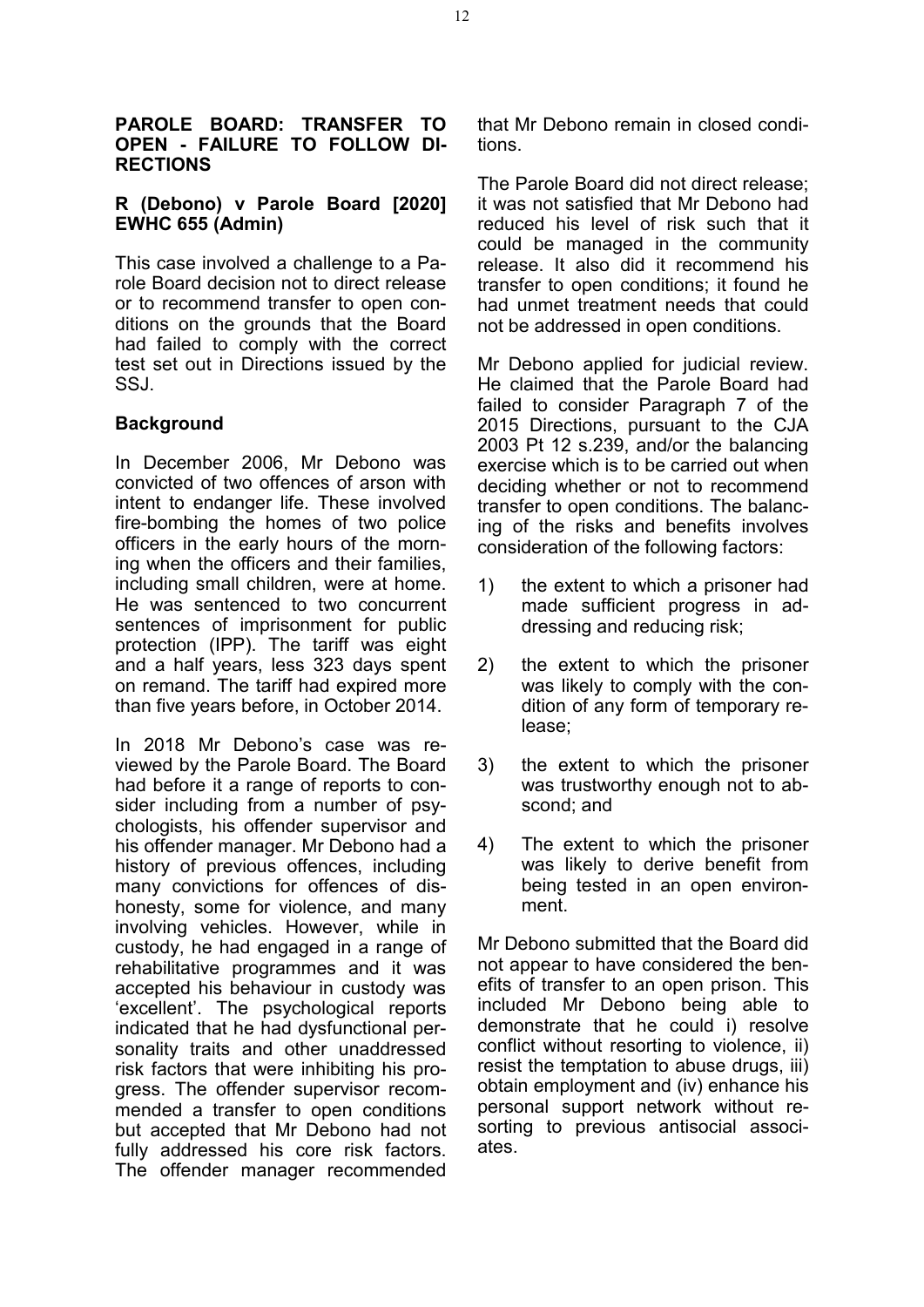**PAROLE BOARD: TRANSFER TO OPEN - FAILURE TO FOLLOW DIRECTIONS**

**R (Debono) v Parole Board [2020] EWHC 655 (Admin)**

This case involved a challenge to a Parole Board decision not to direct release or to recommend transfer to open conditions on the grounds that the Board had failed to comply with the correct test set out in Directions issued by the SSJ.

**Background**

In December 2006, Mr Debono was convicted of two offences of arson with intent to endanger life. These involved fire-bombing the homes of two police officers in the early hours of the morning when the officers and their families, including small children, were at home. He was sentenced to two concurrent sentences of imprisonment for public protection (IPP). The tariff was eight and a half years, less 323 days spent on remand. The tariff had expired more than five years before, in October 2014.

In 2018 Mr Debono's case was reviewed by the Parole Board. The Board had before it a range of reports to consider including from a number of psychologists, his offender supervisor and his offender manager. Mr Debono had a history of previous offences, including many convictions for offences of dishonesty, some for violence, and many involving vehicles. However, while in custody, he had engaged in a range of rehabilitative programmes and it was accepted his behaviour in custody was 'excellent'. The psychological reports indicated that he had dysfunctional personality traits and other unaddressed risk factors that were inhibiting his progress. The offender supervisor recommended a transfer to open conditions but accepted that Mr Debono had not fully addressed his core risk factors. The offender manager recommended that Mr Debono remain in closed conditions.

The Parole Board did not direct release; it was not satisfied that Mr Debono had reduced his level of risk such that it could be managed in the community release. It also did it recommend his transfer to open conditions; it found he had unmet treatment needs that could not be addressed in open conditions.

Mr Debono applied for judicial review. He claimed that the Parole Board had failed to consider Paragraph 7 of the 2015 Directions, pursuant to the CJA 2003 Pt 12 s.239, and/or the balancing exercise which is to be carried out when deciding whether or not to recommend transfer to open conditions. The balancing of the risks and benefits involves consideration of the following factors:

1) the extent to which a prisoner had made sufficient progress in addressing and reducing risk;
2) the extent to which the prisoner was likely to comply with the condition of any form of temporary release;
3) the extent to which the prisoner was trustworthy enough not to abscond; and
4) The extent to which the prisoner was likely to derive benefit from being tested in an open environment.

Mr Debono submitted that the Board did not appear to have considered the benefits of transfer to an open prison. This included Mr Debono being able to demonstrate that he could i) resolve conflict without resorting to violence, ii) resist the temptation to abuse drugs, iii) obtain employment and (iv) enhance his personal support network without resorting to previous antisocial associates.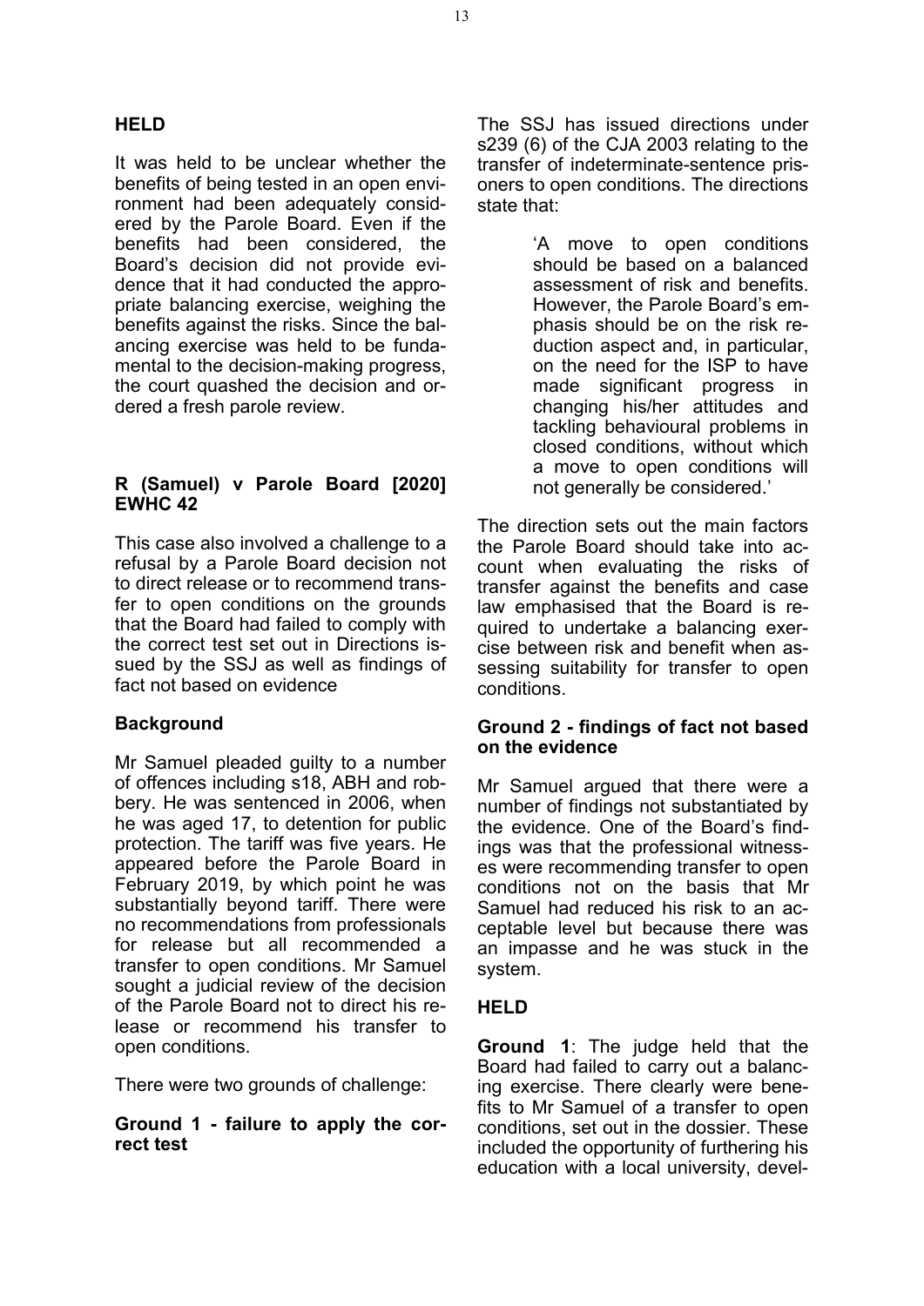## HELD

It was held to be unclear whether the benefits of being tested in an open environment had been adequately considered by the Parole Board. Even if the benefits had been considered, the Board's decision did not provide evidence that it had conducted the appropriate balancing exercise, weighing the benefits against the risks. Since the balancing exercise was held to be fundamental to the decision-making progress, the court quashed the decision and ordered a fresh parole review.

## R (Samuel) v Parole Board [2020] EWHC 42

This case also involved a challenge to a refusal by a Parole Board decision not to direct release or to recommend transfer to open conditions on the grounds that the Board had failed to comply with the correct test set out in Directions issued by the SSJ as well as findings of fact not based on evidence

### Background

Mr Samuel pleaded guilty to a number of offences including s18, ABH and robbery. He was sentenced in 2006, when he was aged 17, to detention for public protection. The tariff was five years. He appeared before the Parole Board in February 2019, by which point he was substantially beyond tariff. There were no recommendations from professionals for release but all recommended a transfer to open conditions. Mr Samuel sought a judicial review of the decision of the Parole Board not to direct his release or recommend his transfer to open conditions.

There were two grounds of challenge:

### Ground 1 - failure to apply the correct test

The SSJ has issued directions under s239 (6) of the CJA 2003 relating to the transfer of indeterminate-sentence prisoners to open conditions. The directions state that:

> 'A move to open conditions should be based on a balanced assessment of risk and benefits. However, the Parole Board's emphasis should be on the risk reduction aspect and, in particular, on the need for the ISP to have made significant progress in changing his/her attitudes and tackling behavioural problems in closed conditions, without which a move to open conditions will not generally be considered.'

The direction sets out the main factors the Parole Board should take into account when evaluating the risks of transfer against the benefits and case law emphasised that the Board is required to undertake a balancing exercise between risk and benefit when assessing suitability for transfer to open conditions.

### Ground 2 - findings of fact not based on the evidence

Mr Samuel argued that there were a number of findings not substantiated by the evidence. One of the Board's findings was that the professional witnesses were recommending transfer to open conditions not on the basis that Mr Samuel had reduced his risk to an acceptable level but because there was an impasse and he was stuck in the system.

### HELD

**Ground 1**: The judge held that the Board had failed to carry out a balancing exercise. There clearly were benefits to Mr Samuel of a transfer to open conditions, set out in the dossier. These included the opportunity of furthering his education with a local university, devel-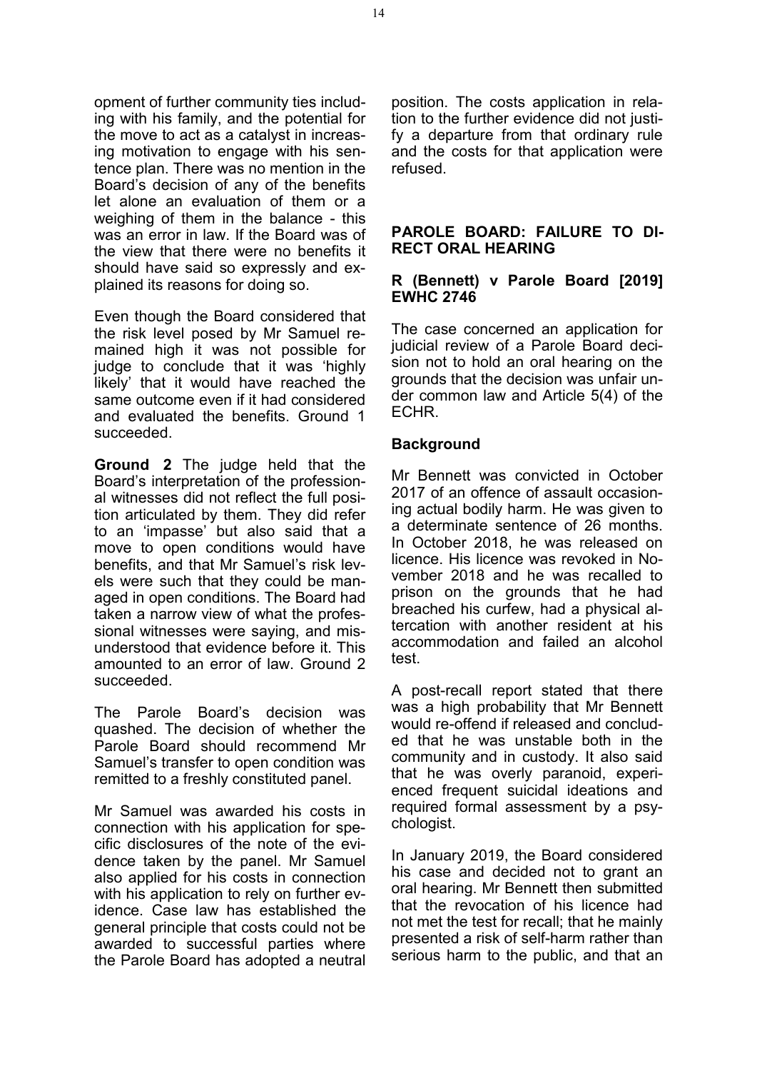opment of further community ties including with his family, and the potential for the move to act as a catalyst in increasing motivation to engage with his sentence plan. There was no mention in the Board's decision of any of the benefits let alone an evaluation of them or a weighing of them in the balance - this was an error in law. If the Board was of the view that there were no benefits it should have said so expressly and explained its reasons for doing so.

Even though the Board considered that the risk level posed by Mr Samuel remained high it was not possible for judge to conclude that it was 'highly likely' that it would have reached the same outcome even if it had considered and evaluated the benefits. Ground 1 succeeded.

**Ground 2** The judge held that the Board's interpretation of the professional witnesses did not reflect the full position articulated by them. They did refer to an 'impasse' but also said that a move to open conditions would have benefits, and that Mr Samuel's risk levels were such that they could be managed in open conditions. The Board had taken a narrow view of what the professional witnesses were saying, and misunderstood that evidence before it. This amounted to an error of law. Ground 2 succeeded.

The Parole Board's decision was quashed. The decision of whether the Parole Board should recommend Mr Samuel's transfer to open condition was remitted to a freshly constituted panel.

Mr Samuel was awarded his costs in connection with his application for specific disclosures of the note of the evidence taken by the panel. Mr Samuel also applied for his costs in connection with his application to rely on further evidence. Case law has established the general principle that costs could not be awarded to successful parties where the Parole Board has adopted a neutral position. The costs application in relation to the further evidence did not justify a departure from that ordinary rule and the costs for that application were refused.

## PAROLE BOARD: FAILURE TO DIRECT ORAL HEARING

### R (Bennett) v Parole Board [2019] EWHC 2746

The case concerned an application for judicial review of a Parole Board decision not to hold an oral hearing on the grounds that the decision was unfair under common law and Article 5(4) of the ECHR.

#### Background

Mr Bennett was convicted in October 2017 of an offence of assault occasioning actual bodily harm. He was given to a determinate sentence of 26 months. In October 2018, he was released on licence. His licence was revoked in November 2018 and he was recalled to prison on the grounds that he had breached his curfew, had a physical altercation with another resident at his accommodation and failed an alcohol test.

A post-recall report stated that there was a high probability that Mr Bennett would re-offend if released and concluded that he was unstable both in the community and in custody. It also said that he was overly paranoid, experienced frequent suicidal ideations and required formal assessment by a psychologist.

In January 2019, the Board considered his case and decided not to grant an oral hearing. Mr Bennett then submitted that the revocation of his licence had not met the test for recall; that he mainly presented a risk of self-harm rather than serious harm to the public, and that an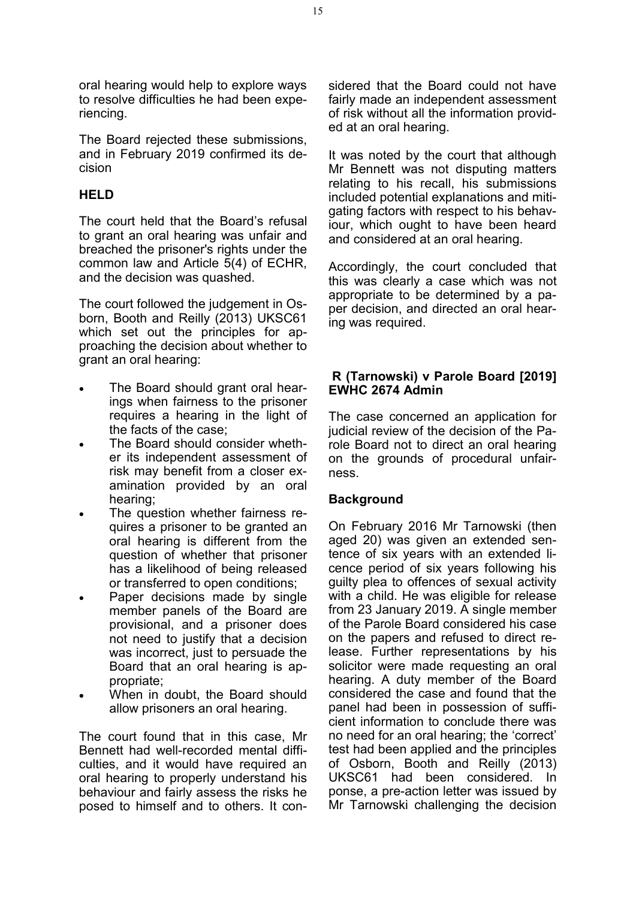oral hearing would help to explore ways to resolve difficulties he had been experiencing.

The Board rejected these submissions, and in February 2019 confirmed its decision

## HELD

The court held that the Board's refusal to grant an oral hearing was unfair and breached the prisoner's rights under the common law and Article 5(4) of ECHR, and the decision was quashed.

The court followed the judgement in Osborn, Booth and Reilly (2013) UKSC61 which set out the principles for approaching the decision about whether to grant an oral hearing:

- The Board should grant oral hearings when fairness to the prisoner requires a hearing in the light of the facts of the case;
- The Board should consider whether its independent assessment of risk may benefit from a closer examination provided by an oral hearing;
- The question whether fairness requires a prisoner to be granted an oral hearing is different from the question of whether that prisoner has a likelihood of being released or transferred to open conditions;
- Paper decisions made by single member panels of the Board are provisional, and a prisoner does not need to justify that a decision was incorrect, just to persuade the Board that an oral hearing is appropriate;
- When in doubt, the Board should allow prisoners an oral hearing.

The court found that in this case, Mr Bennett had well-recorded mental difficulties, and it would have required an oral hearing to properly understand his behaviour and fairly assess the risks he posed to himself and to others. It considered that the Board could not have fairly made an independent assessment of risk without all the information provided at an oral hearing.

It was noted by the court that although Mr Bennett was not disputing matters relating to his recall, his submissions included potential explanations and mitigating factors with respect to his behaviour, which ought to have been heard and considered at an oral hearing.

Accordingly, the court concluded that this was clearly a case which was not appropriate to be determined by a paper decision, and directed an oral hearing was required.

## R (Tarnowski) v Parole Board [2019] EWHC 2674 Admin

The case concerned an application for judicial review of the decision of the Parole Board not to direct an oral hearing on the grounds of procedural unfairness.

## Background

On February 2016 Mr Tarnowski (then aged 20) was given an extended sentence of six years with an extended licence period of six years following his guilty plea to offences of sexual activity with a child. He was eligible for release from 23 January 2019. A single member of the Parole Board considered his case on the papers and refused to direct release. Further representations by his solicitor were made requesting an oral hearing. A duty member of the Board considered the case and found that the panel had been in possession of sufficient information to conclude there was no need for an oral hearing; the 'correct' test had been applied and the principles of Osborn, Booth and Reilly (2013) UKSC61 had been considered. In ponse, a pre-action letter was issued by Mr Tarnowski challenging the decision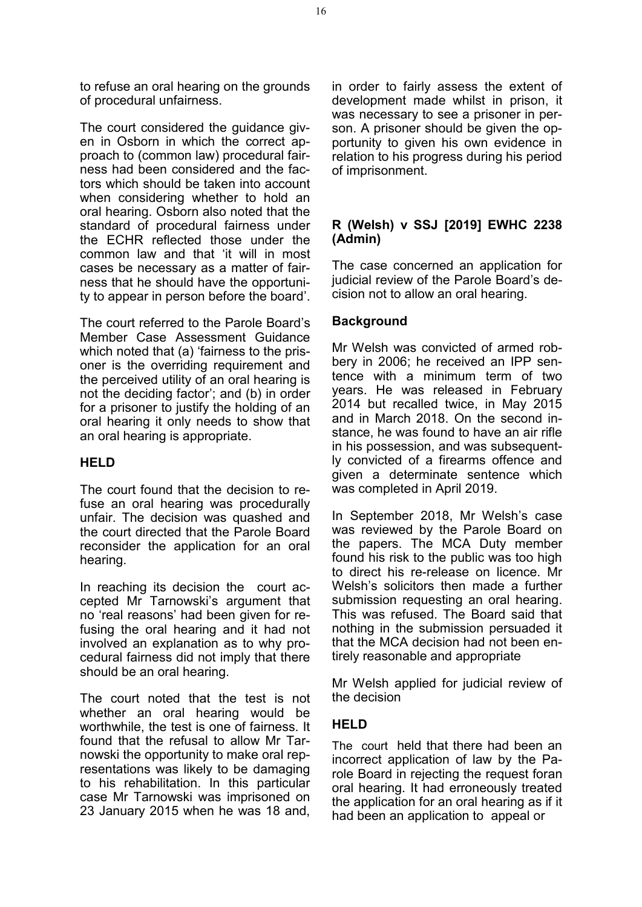to refuse an oral hearing on the grounds of procedural unfairness.

The court considered the guidance given in Osborn in which the correct approach to (common law) procedural fairness had been considered and the factors which should be taken into account when considering whether to hold an oral hearing. Osborn also noted that the standard of procedural fairness under the ECHR reflected those under the common law and that 'it will in most cases be necessary as a matter of fairness that he should have the opportunity to appear in person before the board'.

The court referred to the Parole Board's Member Case Assessment Guidance which noted that (a) 'fairness to the prisoner is the overriding requirement and the perceived utility of an oral hearing is not the deciding factor'; and (b) in order for a prisoner to justify the holding of an oral hearing it only needs to show that an oral hearing is appropriate.

### HELD

The court found that the decision to refuse an oral hearing was procedurally unfair. The decision was quashed and the court directed that the Parole Board reconsider the application for an oral hearing.

In reaching its decision the court accepted Mr Tarnowski's argument that no 'real reasons' had been given for refusing the oral hearing and it had not involved an explanation as to why procedural fairness did not imply that there should be an oral hearing.

The court noted that the test is not whether an oral hearing would be worthwhile, the test is one of fairness. It found that the refusal to allow Mr Tarnowski the opportunity to make oral representations was likely to be damaging to his rehabilitation. In this particular case Mr Tarnowski was imprisoned on 23 January 2015 when he was 18 and, in order to fairly assess the extent of development made whilst in prison, it was necessary to see a prisoner in person. A prisoner should be given the opportunity to given his own evidence in relation to his progress during his period of imprisonment.

## R (Welsh) v SSJ [2019] EWHC 2238 (Admin)

The case concerned an application for judicial review of the Parole Board's decision not to allow an oral hearing.

### Background

Mr Welsh was convicted of armed robbery in 2006; he received an IPP sentence with a minimum term of two years. He was released in February 2014 but recalled twice, in May 2015 and in March 2018. On the second instance, he was found to have an air rifle in his possession, and was subsequently convicted of a firearms offence and given a determinate sentence which was completed in April 2019.

In September 2018, Mr Welsh's case was reviewed by the Parole Board on the papers. The MCA Duty member found his risk to the public was too high to direct his re-release on licence. Mr Welsh's solicitors then made a further submission requesting an oral hearing. This was refused. The Board said that nothing in the submission persuaded it that the MCA decision had not been entirely reasonable and appropriate

Mr Welsh applied for judicial review of the decision

### HELD

The court held that there had been an incorrect application of law by the Parole Board in rejecting the request foran oral hearing. It had erroneously treated the application for an oral hearing as if it had been an application to appeal or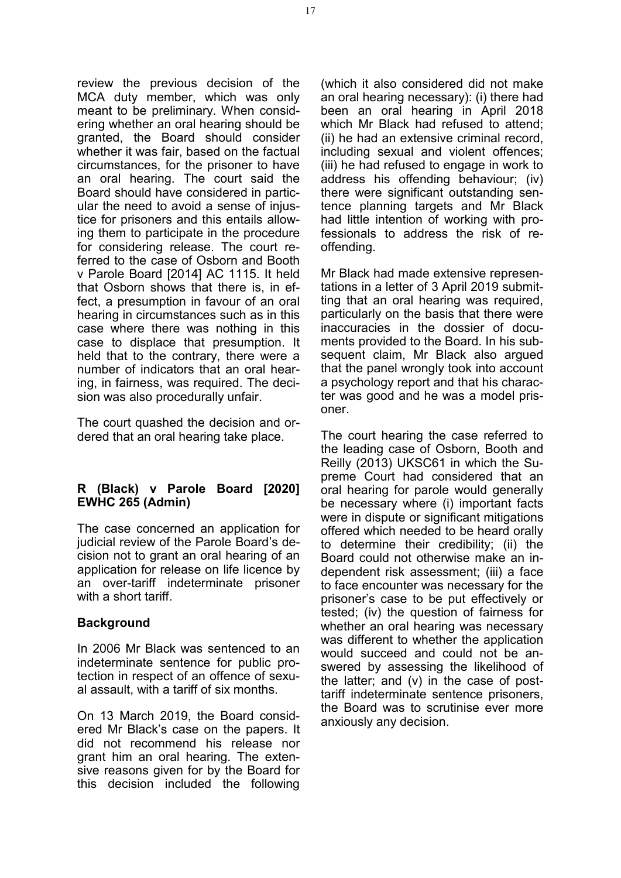review the previous decision of the MCA duty member, which was only meant to be preliminary. When considering whether an oral hearing should be granted, the Board should consider whether it was fair, based on the factual circumstances, for the prisoner to have an oral hearing. The court said the Board should have considered in particular the need to avoid a sense of injustice for prisoners and this entails allowing them to participate in the procedure for considering release. The court referred to the case of Osborn and Booth v Parole Board [2014] AC 1115. It held that Osborn shows that there is, in effect, a presumption in favour of an oral hearing in circumstances such as in this case where there was nothing in this case to displace that presumption. It held that to the contrary, there were a number of indicators that an oral hearing, in fairness, was required. The decision was also procedurally unfair.

The court quashed the decision and ordered that an oral hearing take place.

### R (Black) v Parole Board [2020] EWHC 265 (Admin)

The case concerned an application for judicial review of the Parole Board's decision not to grant an oral hearing of an application for release on life licence by an over-tariff indeterminate prisoner with a short tariff.

#### Background

In 2006 Mr Black was sentenced to an indeterminate sentence for public protection in respect of an offence of sexual assault, with a tariff of six months.

On 13 March 2019, the Board considered Mr Black's case on the papers. It did not recommend his release nor grant him an oral hearing. The extensive reasons given for by the Board for this decision included the following (which it also considered did not make an oral hearing necessary): (i) there had been an oral hearing in April 2018 which Mr Black had refused to attend; (ii) he had an extensive criminal record, including sexual and violent offences; (iii) he had refused to engage in work to address his offending behaviour; (iv) there were significant outstanding sentence planning targets and Mr Black had little intention of working with professionals to address the risk of re-offending.

Mr Black had made extensive representations in a letter of 3 April 2019 submitting that an oral hearing was required, particularly on the basis that there were inaccuracies in the dossier of documents provided to the Board. In his subsequent claim, Mr Black also argued that the panel wrongly took into account a psychology report and that his character was good and he was a model prisoner.

The court hearing the case referred to the leading case of Osborn, Booth and Reilly (2013) UKSC61 in which the Supreme Court had considered that an oral hearing for parole would generally be necessary where (i) important facts were in dispute or significant mitigations offered which needed to be heard orally to determine their credibility; (ii) the Board could not otherwise make an independent risk assessment; (iii) a face to face encounter was necessary for the prisoner's case to be put effectively or tested; (iv) the question of fairness for whether an oral hearing was necessary was different to whether the application would succeed and could not be answered by assessing the likelihood of the latter; and (v) in the case of post-tariff indeterminate sentence prisoners, the Board was to scrutinise ever more anxiously any decision.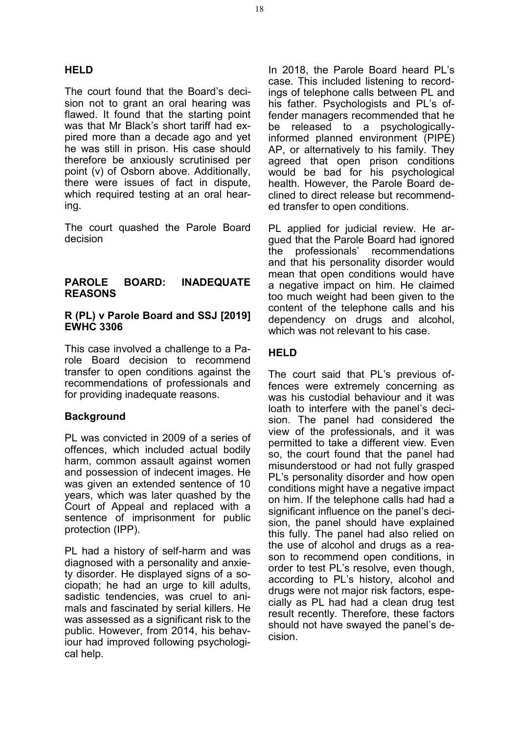### HELD

The court found that the Board's decision not to grant an oral hearing was flawed. It found that the starting point was that Mr Black's short tariff had expired more than a decade ago and yet he was still in prison. His case should therefore be anxiously scrutinised per point (v) of Osborn above. Additionally, there were issues of fact in dispute, which required testing at an oral hearing.

The court quashed the Parole Board decision

## PAROLE BOARD: INADEQUATE REASONS

### R (PL) v Parole Board and SSJ [2019] EWHC 3306

This case involved a challenge to a Parole Board decision to recommend transfer to open conditions against the recommendations of professionals and for providing inadequate reasons.

### Background

PL was convicted in 2009 of a series of offences, which included actual bodily harm, common assault against women and possession of indecent images. He was given an extended sentence of 10 years, which was later quashed by the Court of Appeal and replaced with a sentence of imprisonment for public protection (IPP).

PL had a history of self-harm and was diagnosed with a personality and anxiety disorder. He displayed signs of a sociopath; he had an urge to kill adults, sadistic tendencies, was cruel to animals and fascinated by serial killers. He was assessed as a significant risk to the public. However, from 2014, his behaviour had improved following psychological help.

In 2018, the Parole Board heard PL's case. This included listening to recordings of telephone calls between PL and his father. Psychologists and PL's offender managers recommended that he be released to a psychologically-informed planned environment (PIPE) AP, or alternatively to his family. They agreed that open prison conditions would be bad for his psychological health. However, the Parole Board declined to direct release but recommended transfer to open conditions.

PL applied for judicial review. He argued that the Parole Board had ignored the professionals' recommendations and that his personality disorder would mean that open conditions would have a negative impact on him. He claimed too much weight had been given to the content of the telephone calls and his dependency on drugs and alcohol, which was not relevant to his case.

### HELD

The court said that PL's previous offences were extremely concerning as was his custodial behaviour and it was loath to interfere with the panel's decision. The panel had considered the view of the professionals, and it was permitted to take a different view. Even so, the court found that the panel had misunderstood or had not fully grasped PL's personality disorder and how open conditions might have a negative impact on him. If the telephone calls had had a significant influence on the panel's decision, the panel should have explained this fully. The panel had also relied on the use of alcohol and drugs as a reason to recommend open conditions, in order to test PL's resolve, even though, according to PL's history, alcohol and drugs were not major risk factors, especially as PL had had a clean drug test result recently. Therefore, these factors should not have swayed the panel's decision.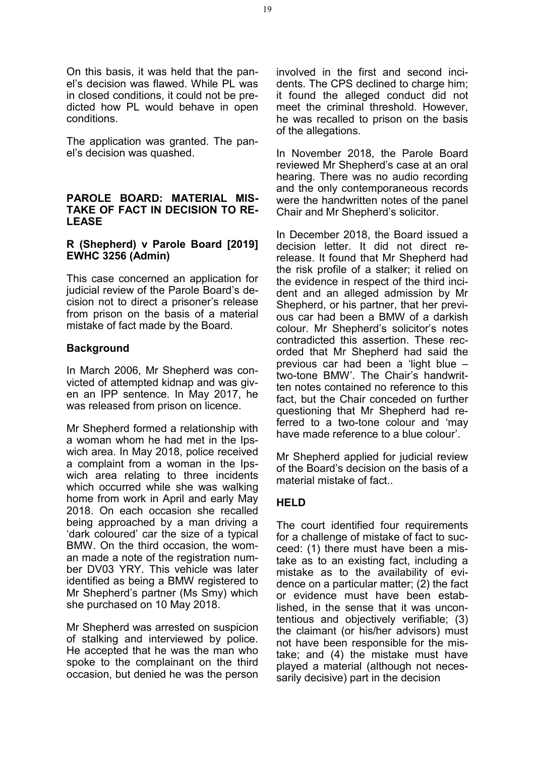On this basis, it was held that the panel's decision was flawed. While PL was in closed conditions, it could not be predicted how PL would behave in open conditions.

The application was granted. The panel's decision was quashed.

## PAROLE BOARD: MATERIAL MISTAKE OF FACT IN DECISION TO RELEASE

### R (Shepherd) v Parole Board [2019] EWHC 3256 (Admin)

This case concerned an application for judicial review of the Parole Board's decision not to direct a prisoner's release from prison on the basis of a material mistake of fact made by the Board.

### Background

In March 2006, Mr Shepherd was convicted of attempted kidnap and was given an IPP sentence. In May 2017, he was released from prison on licence.

Mr Shepherd formed a relationship with a woman whom he had met in the Ipswich area. In May 2018, police received a complaint from a woman in the Ipswich area relating to three incidents which occurred while she was walking home from work in April and early May 2018. On each occasion she recalled being approached by a man driving a 'dark coloured' car the size of a typical BMW. On the third occasion, the woman made a note of the registration number DV03 YRY. This vehicle was later identified as being a BMW registered to Mr Shepherd's partner (Ms Smy) which she purchased on 10 May 2018.

Mr Shepherd was arrested on suspicion of stalking and interviewed by police. He accepted that he was the man who spoke to the complainant on the third occasion, but denied he was the person involved in the first and second incidents. The CPS declined to charge him; it found the alleged conduct did not meet the criminal threshold. However, he was recalled to prison on the basis of the allegations.

In November 2018, the Parole Board reviewed Mr Shepherd's case at an oral hearing. There was no audio recording and the only contemporaneous records were the handwritten notes of the panel Chair and Mr Shepherd's solicitor.

In December 2018, the Board issued a decision letter. It did not direct release. It found that Mr Shepherd had the risk profile of a stalker; it relied on the evidence in respect of the third incident and an alleged admission by Mr Shepherd, or his partner, that her previous car had been a BMW of a darkish colour. Mr Shepherd's solicitor's notes contradicted this assertion. These recorded that Mr Shepherd had said the previous car had been a 'light blue – two-tone BMW'. The Chair's handwritten notes contained no reference to this fact, but the Chair conceded on further questioning that Mr Shepherd had referred to a two-tone colour and 'may have made reference to a blue colour'.

Mr Shepherd applied for judicial review of the Board's decision on the basis of a material mistake of fact..

### HELD

The court identified four requirements for a challenge of mistake of fact to succeed: (1) there must have been a mistake as to an existing fact, including a mistake as to the availability of evidence on a particular matter; (2) the fact or evidence must have been established, in the sense that it was uncontentious and objectively verifiable; (3) the claimant (or his/her advisors) must not have been responsible for the mistake; and (4) the mistake must have played a material (although not necessarily decisive) part in the decision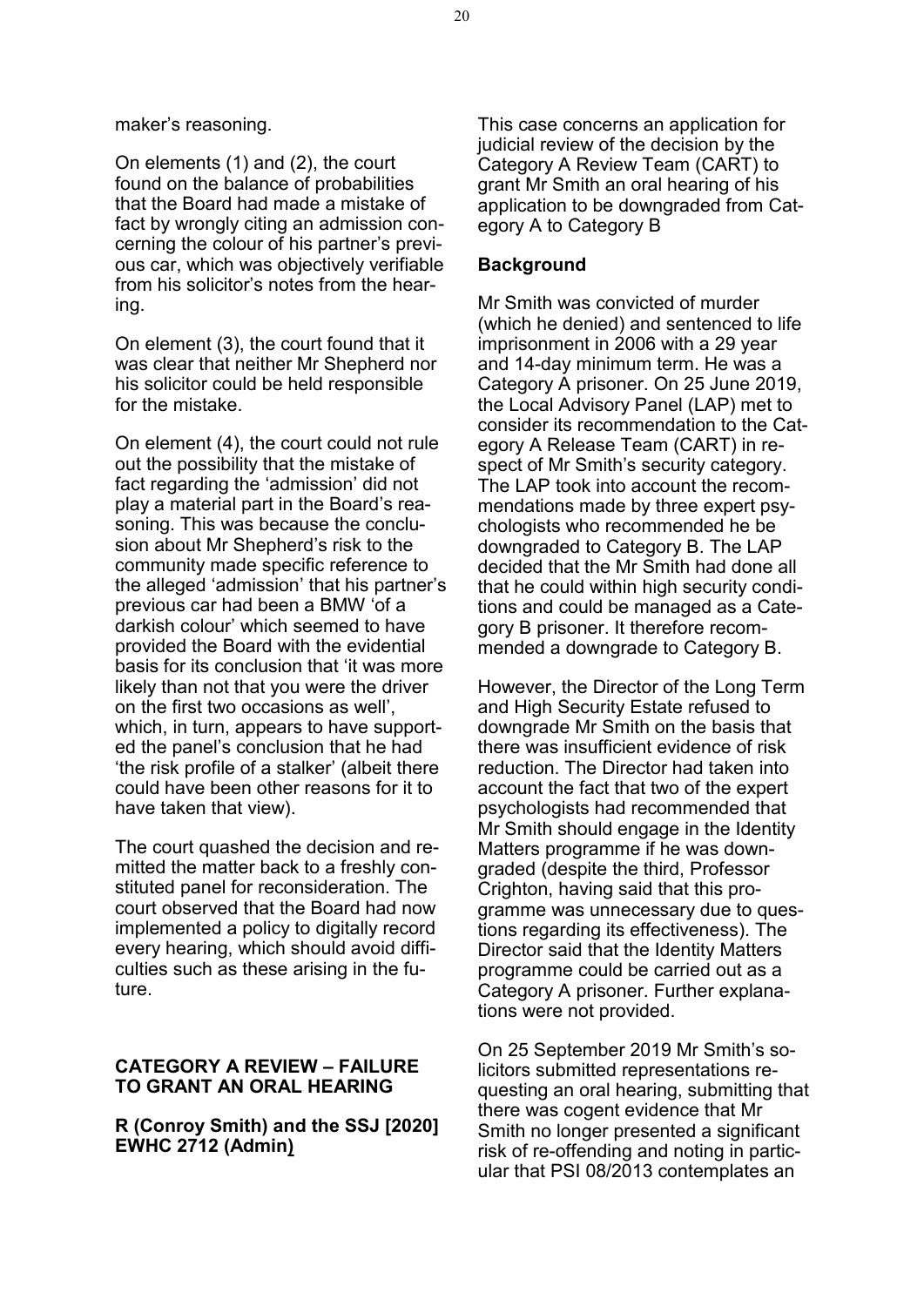maker's reasoning.

On elements (1) and (2), the court found on the balance of probabilities that the Board had made a mistake of fact by wrongly citing an admission concerning the colour of his partner's previous car, which was objectively verifiable from his solicitor's notes from the hearing.

On element (3), the court found that it was clear that neither Mr Shepherd nor his solicitor could be held responsible for the mistake.

On element (4), the court could not rule out the possibility that the mistake of fact regarding the 'admission' did not play a material part in the Board's reasoning. This was because the conclusion about Mr Shepherd's risk to the community made specific reference to the alleged 'admission' that his partner's previous car had been a BMW 'of a darkish colour' which seemed to have provided the Board with the evidential basis for its conclusion that 'it was more likely than not that you were the driver on the first two occasions as well', which, in turn, appears to have supported the panel's conclusion that he had 'the risk profile of a stalker' (albeit there could have been other reasons for it to have taken that view).

The court quashed the decision and remitted the matter back to a freshly constituted panel for reconsideration. The court observed that the Board had now implemented a policy to digitally record every hearing, which should avoid difficulties such as these arising in the future.

## CATEGORY A REVIEW – FAILURE TO GRANT AN ORAL HEARING

**R (Conroy Smith) and the SSJ [2020] EWHC 2712 (Admin)**

This case concerns an application for judicial review of the decision by the Category A Review Team (CART) to grant Mr Smith an oral hearing of his application to be downgraded from Category A to Category B

### Background

Mr Smith was convicted of murder (which he denied) and sentenced to life imprisonment in 2006 with a 29 year and 14-day minimum term. He was a Category A prisoner. On 25 June 2019, the Local Advisory Panel (LAP) met to consider its recommendation to the Category A Release Team (CART) in respect of Mr Smith's security category. The LAP took into account the recommendations made by three expert psychologists who recommended he be downgraded to Category B. The LAP decided that the Mr Smith had done all that he could within high security conditions and could be managed as a Category B prisoner. It therefore recommended a downgrade to Category B.

However, the Director of the Long Term and High Security Estate refused to downgrade Mr Smith on the basis that there was insufficient evidence of risk reduction. The Director had taken into account the fact that two of the expert psychologists had recommended that Mr Smith should engage in the Identity Matters programme if he was downgraded (despite the third, Professor Crighton, having said that this programme was unnecessary due to questions regarding its effectiveness). The Director said that the Identity Matters programme could be carried out as a Category A prisoner. Further explanations were not provided.

On 25 September 2019 Mr Smith's solicitors submitted representations requesting an oral hearing, submitting that there was cogent evidence that Mr Smith no longer presented a significant risk of re-offending and noting in particular that PSI 08/2013 contemplates an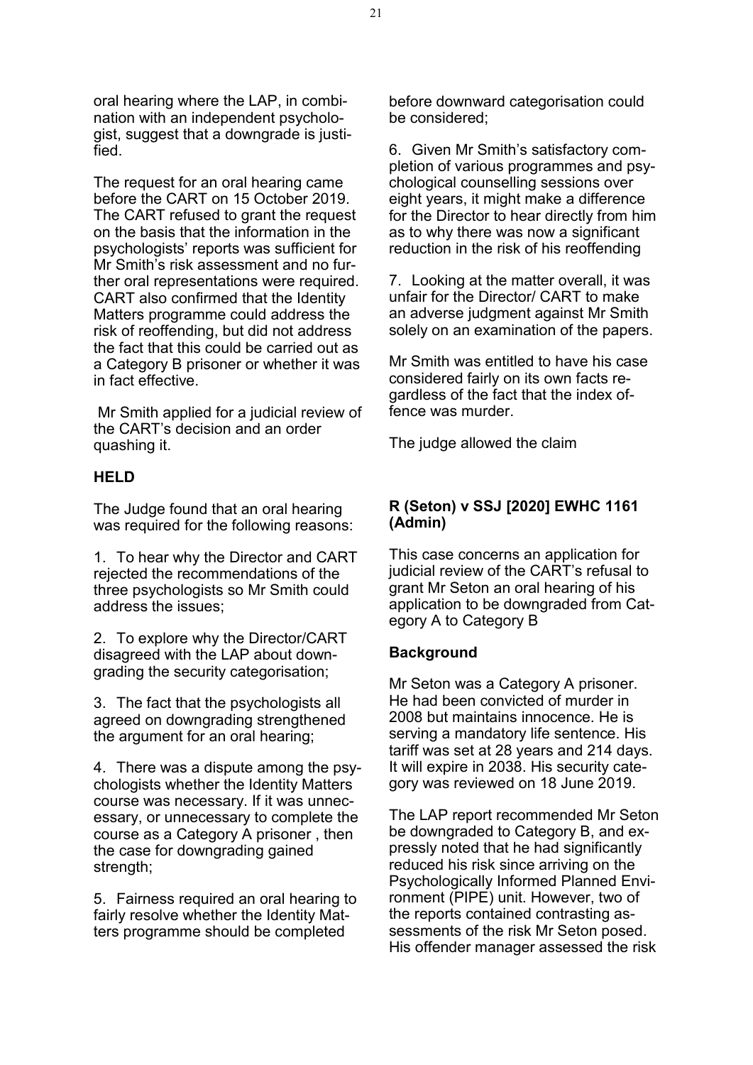oral hearing where the LAP, in combination with an independent psychologist, suggest that a downgrade is justified.

The request for an oral hearing came before the CART on 15 October 2019. The CART refused to grant the request on the basis that the information in the psychologists' reports was sufficient for Mr Smith's risk assessment and no further oral representations were required. CART also confirmed that the Identity Matters programme could address the risk of reoffending, but did not address the fact that this could be carried out as a Category B prisoner or whether it was in fact effective.

Mr Smith applied for a judicial review of the CART's decision and an order quashing it.

## HELD

The Judge found that an oral hearing was required for the following reasons:

1. To hear why the Director and CART rejected the recommendations of the three psychologists so Mr Smith could address the issues;

2. To explore why the Director/CART disagreed with the LAP about downgrading the security categorisation;

3. The fact that the psychologists all agreed on downgrading strengthened the argument for an oral hearing;

4. There was a dispute among the psychologists whether the Identity Matters course was necessary. If it was unnecessary, or unnecessary to complete the course as a Category A prisoner , then the case for downgrading gained strength;

5. Fairness required an oral hearing to fairly resolve whether the Identity Matters programme should be completed before downward categorisation could be considered;

6. Given Mr Smith's satisfactory completion of various programmes and psychological counselling sessions over eight years, it might make a difference for the Director to hear directly from him as to why there was now a significant reduction in the risk of his reoffending

7. Looking at the matter overall, it was unfair for the Director/ CART to make an adverse judgment against Mr Smith solely on an examination of the papers.

Mr Smith was entitled to have his case considered fairly on its own facts regardless of the fact that the index offence was murder.

The judge allowed the claim

## R (Seton) v SSJ [2020] EWHC 1161 (Admin)

This case concerns an application for judicial review of the CART's refusal to grant Mr Seton an oral hearing of his application to be downgraded from Category A to Category B

## Background

Mr Seton was a Category A prisoner. He had been convicted of murder in 2008 but maintains innocence. He is serving a mandatory life sentence. His tariff was set at 28 years and 214 days. It will expire in 2038. His security category was reviewed on 18 June 2019.

The LAP report recommended Mr Seton be downgraded to Category B, and expressly noted that he had significantly reduced his risk since arriving on the Psychologically Informed Planned Environment (PIPE) unit. However, two of the reports contained contrasting assessments of the risk Mr Seton posed. His offender manager assessed the risk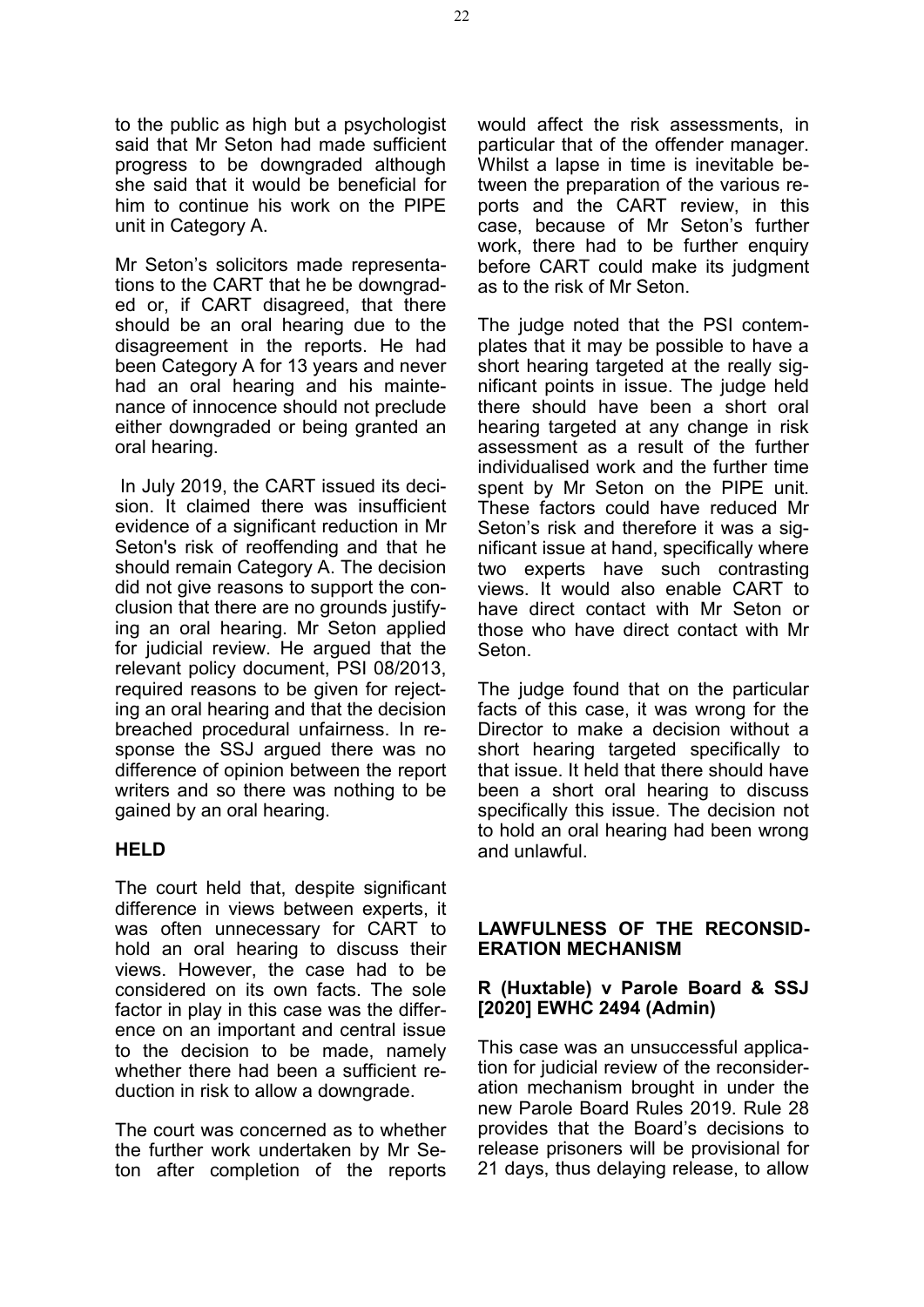to the public as high but a psychologist said that Mr Seton had made sufficient progress to be downgraded although she said that it would be beneficial for him to continue his work on the PIPE unit in Category A.

Mr Seton's solicitors made representations to the CART that he be downgraded or, if CART disagreed, that there should be an oral hearing due to the disagreement in the reports. He had been Category A for 13 years and never had an oral hearing and his maintenance of innocence should not preclude either downgraded or being granted an oral hearing.

In July 2019, the CART issued its decision. It claimed there was insufficient evidence of a significant reduction in Mr Seton's risk of reoffending and that he should remain Category A. The decision did not give reasons to support the conclusion that there are no grounds justifying an oral hearing. Mr Seton applied for judicial review. He argued that the relevant policy document, PSI 08/2013, required reasons to be given for rejecting an oral hearing and that the decision breached procedural unfairness. In response the SSJ argued there was no difference of opinion between the report writers and so there was nothing to be gained by an oral hearing.

### HELD

The court held that, despite significant difference in views between experts, it was often unnecessary for CART to hold an oral hearing to discuss their views. However, the case had to be considered on its own facts. The sole factor in play in this case was the difference on an important and central issue to the decision to be made, namely whether there had been a sufficient reduction in risk to allow a downgrade.

The court was concerned as to whether the further work undertaken by Mr Seton after completion of the reports would affect the risk assessments, in particular that of the offender manager. Whilst a lapse in time is inevitable between the preparation of the various reports and the CART review, in this case, because of Mr Seton's further work, there had to be further enquiry before CART could make its judgment as to the risk of Mr Seton.

The judge noted that the PSI contemplates that it may be possible to have a short hearing targeted at the really significant points in issue. The judge held there should have been a short oral hearing targeted at any change in risk assessment as a result of the further individualised work and the further time spent by Mr Seton on the PIPE unit. These factors could have reduced Mr Seton's risk and therefore it was a significant issue at hand, specifically where two experts have such contrasting views. It would also enable CART to have direct contact with Mr Seton or those who have direct contact with Mr Seton.

The judge found that on the particular facts of this case, it was wrong for the Director to make a decision without a short hearing targeted specifically to that issue. It held that there should have been a short oral hearing to discuss specifically this issue. The decision not to hold an oral hearing had been wrong and unlawful.

## LAWFULNESS OF THE RECONSIDERATION MECHANISM

### R (Huxtable) v Parole Board & SSJ [2020] EWHC 2494 (Admin)

This case was an unsuccessful application for judicial review of the reconsideration mechanism brought in under the new Parole Board Rules 2019. Rule 28 provides that the Board's decisions to release prisoners will be provisional for 21 days, thus delaying release, to allow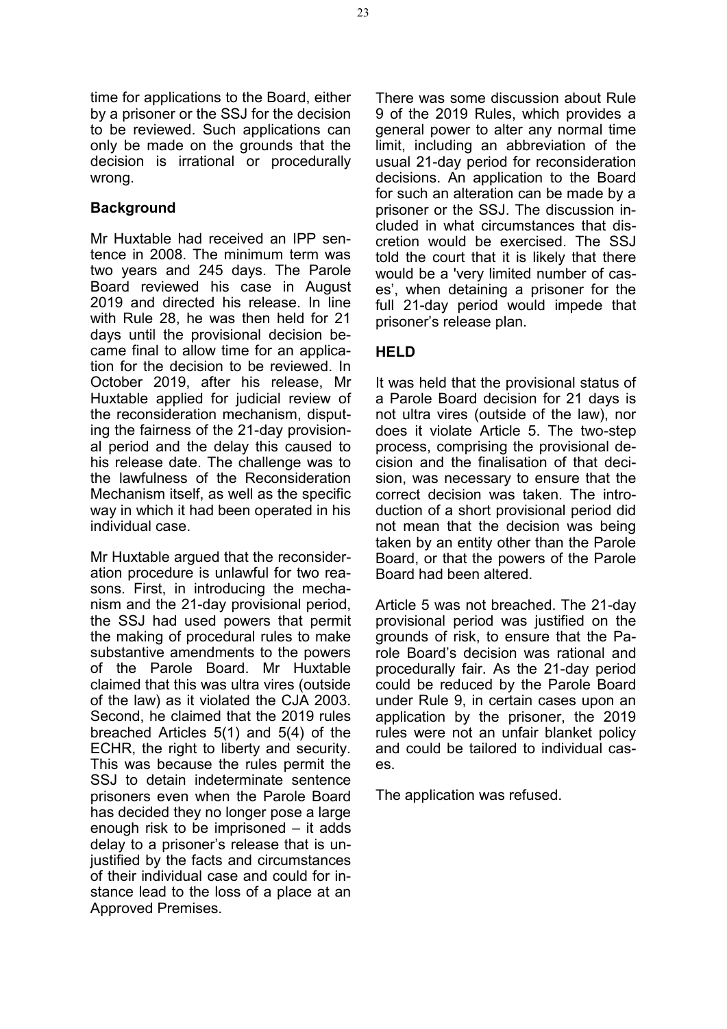time for applications to the Board, either by a prisoner or the SSJ for the decision to be reviewed. Such applications can only be made on the grounds that the decision is irrational or procedurally wrong.

**Background**

Mr Huxtable had received an IPP sentence in 2008. The minimum term was two years and 245 days. The Parole Board reviewed his case in August 2019 and directed his release. In line with Rule 28, he was then held for 21 days until the provisional decision became final to allow time for an application for the decision to be reviewed. In October 2019, after his release, Mr Huxtable applied for judicial review of the reconsideration mechanism, disputing the fairness of the 21-day provisional period and the delay this caused to his release date. The challenge was to the lawfulness of the Reconsideration Mechanism itself, as well as the specific way in which it had been operated in his individual case.

Mr Huxtable argued that the reconsideration procedure is unlawful for two reasons. First, in introducing the mechanism and the 21-day provisional period, the SSJ had used powers that permit the making of procedural rules to make substantive amendments to the powers of the Parole Board. Mr Huxtable claimed that this was ultra vires (outside of the law) as it violated the CJA 2003. Second, he claimed that the 2019 rules breached Articles 5(1) and 5(4) of the ECHR, the right to liberty and security. This was because the rules permit the SSJ to detain indeterminate sentence prisoners even when the Parole Board has decided they no longer pose a large enough risk to be imprisoned – it adds delay to a prisoner's release that is unjustified by the facts and circumstances of their individual case and could for instance lead to the loss of a place at an Approved Premises.

There was some discussion about Rule 9 of the 2019 Rules, which provides a general power to alter any normal time limit, including an abbreviation of the usual 21-day period for reconsideration decisions. An application to the Board for such an alteration can be made by a prisoner or the SSJ. The discussion included in what circumstances that discretion would be exercised. The SSJ told the court that it is likely that there would be a 'very limited number of cases', when detaining a prisoner for the full 21-day period would impede that prisoner's release plan.

**HELD**

It was held that the provisional status of a Parole Board decision for 21 days is not ultra vires (outside of the law), nor does it violate Article 5. The two-step process, comprising the provisional decision and the finalisation of that decision, was necessary to ensure that the correct decision was taken. The introduction of a short provisional period did not mean that the decision was being taken by an entity other than the Parole Board, or that the powers of the Parole Board had been altered.

Article 5 was not breached. The 21-day provisional period was justified on the grounds of risk, to ensure that the Parole Board's decision was rational and procedurally fair. As the 21-day period could be reduced by the Parole Board under Rule 9, in certain cases upon an application by the prisoner, the 2019 rules were not an unfair blanket policy and could be tailored to individual cases.

The application was refused.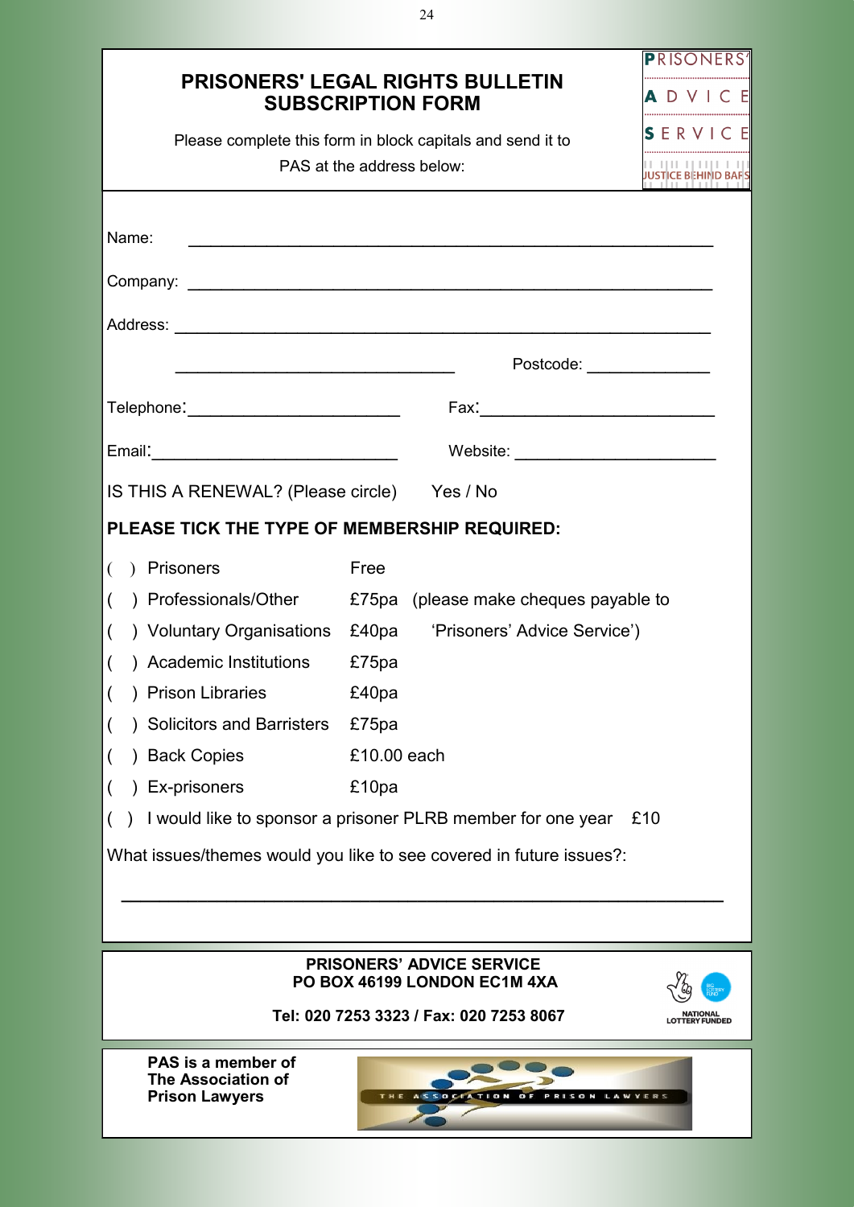# PRISONERS' LEGAL RIGHTS BULLETIN SUBSCRIPTION FORM

PRISONERS' ADVICE SERVICE
JUSTICE BEHIND BARS

Please complete this form in block capitals and send it to PAS at the address below:

Name: ______________________________________________

Company: ______________________________________________

Address: ______________________________________________

______________________________ Postcode: ____________

Telephone:_____________________ Fax:_______________________

Email:_________________________ Website: ____________________

IS THIS A RENEWAL? (Please circle) Yes / No

**PLEASE TICK THE TYPE OF MEMBERSHIP REQUIRED:**

| | | | |
|---|---|---|---|
| ( ) | Prisoners | Free | |
| ( ) | Professionals/Other | £75pa | (please make cheques payable to |
| ( ) | Voluntary Organisations | £40pa | 'Prisoners' Advice Service') |
| ( ) | Academic Institutions | £75pa | |
| ( ) | Prison Libraries | £40pa | |
| ( ) | Solicitors and Barristers | £75pa | |
| ( ) | Back Copies | £10.00 each | |
| ( ) | Ex-prisoners | £10pa | |

( ) I would like to sponsor a prisoner PLRB member for one year £10

What issues/themes would you like to see covered in future issues?:

______________________________________________

**PRISONERS' ADVICE SERVICE**
**PO BOX 46199 LONDON EC1M 4XA**

**Tel: 020 7253 3323 / Fax: 020 7253 8067**

NATIONAL LOTTERY FUNDED

**PAS is a member of The Association of Prison Lawyers**

THE ASSOCIATION OF PRISON LAWYERS